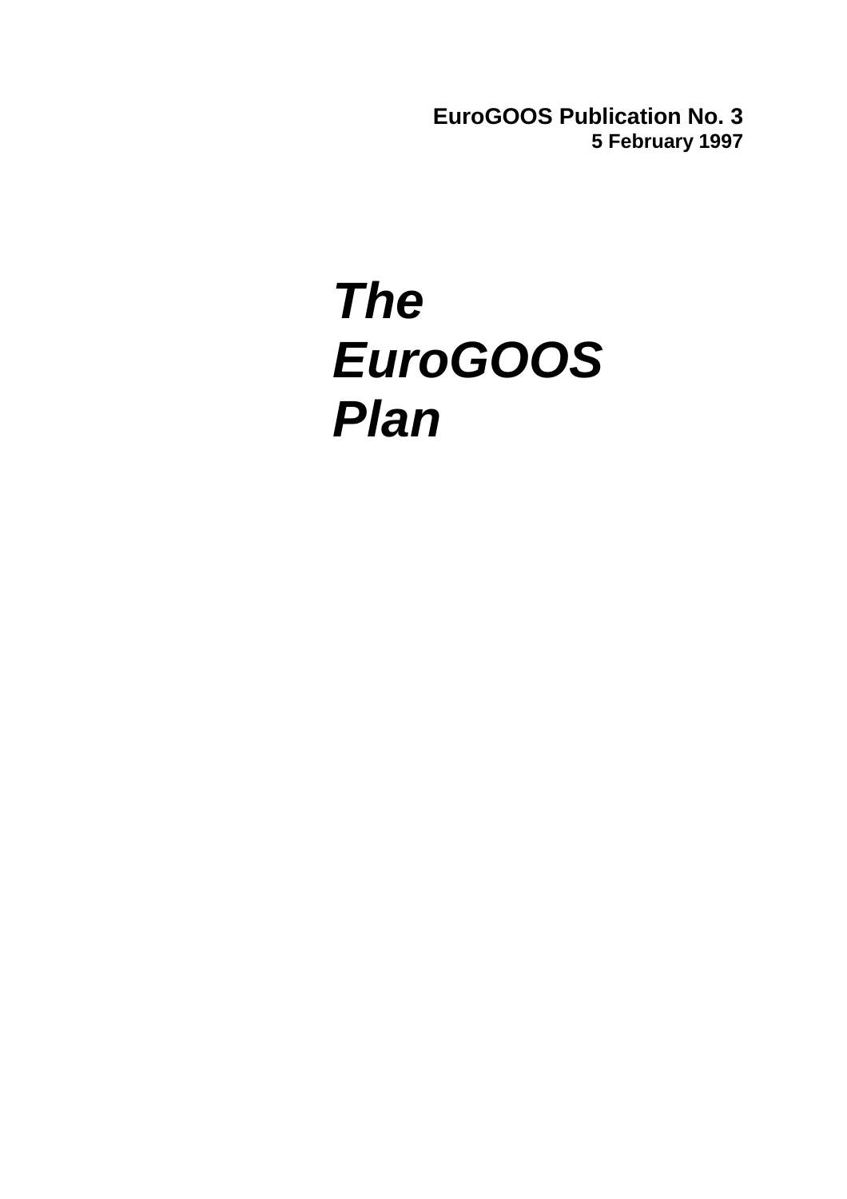**EuroGOOS Publication No. 3**
**5 February 1997**

# *The EuroGOOS Plan*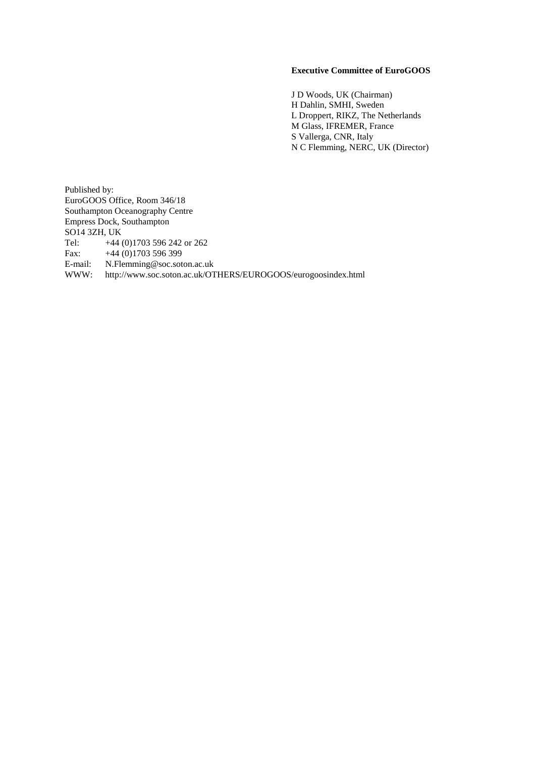**Executive Committee of EuroGOOS**

J D Woods, UK (Chairman)
H Dahlin, SMHI, Sweden
L Droppert, RIKZ, The Netherlands
M Glass, IFREMER, France
S Vallerga, CNR, Italy
N C Flemming, NERC, UK (Director)

Published by:
EuroGOOS Office, Room 346/18
Southampton Oceanography Centre
Empress Dock, Southampton
SO14 3ZH, UK
Tel: +44 (0)1703 596 242 or 262
Fax: +44 (0)1703 596 399
E-mail: N.Flemming@soc.soton.ac.uk
WWW: http://www.soc.soton.ac.uk/OTHERS/EUROGOOS/eurogoosindex.html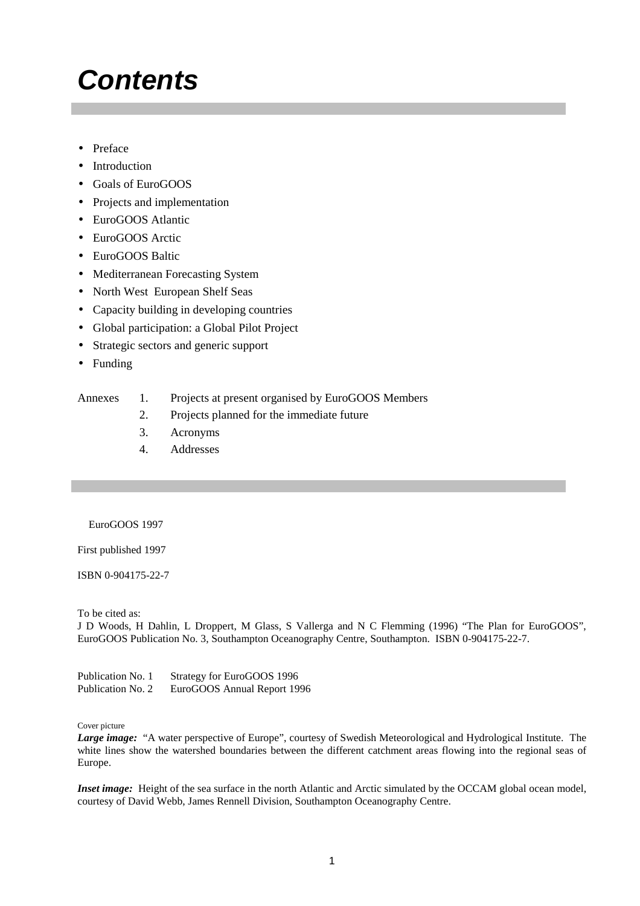# Contents

- Preface
- Introduction
- Goals of EuroGOOS
- Projects and implementation
- EuroGOOS Atlantic
- EuroGOOS Arctic
- EuroGOOS Baltic
- Mediterranean Forecasting System
- North West European Shelf Seas
- Capacity building in developing countries
- Global participation: a Global Pilot Project
- Strategic sectors and generic support
- Funding

Annexes
1. Projects at present organised by EuroGOOS Members
2. Projects planned for the immediate future
3. Acronyms
4. Addresses

EuroGOOS 1997

First published 1997

ISBN 0-904175-22-7

To be cited as:
J D Woods, H Dahlin, L Droppert, M Glass, S Vallerga and N C Flemming (1996) "The Plan for EuroGOOS", EuroGOOS Publication No. 3, Southampton Oceanography Centre, Southampton. ISBN 0-904175-22-7.

Publication No. 1 Strategy for EuroGOOS 1996
Publication No. 2 EuroGOOS Annual Report 1996

Cover picture

***Large image:*** "A water perspective of Europe", courtesy of Swedish Meteorological and Hydrological Institute. The white lines show the watershed boundaries between the different catchment areas flowing into the regional seas of Europe.

***Inset image:*** Height of the sea surface in the north Atlantic and Arctic simulated by the OCCAM global ocean model, courtesy of David Webb, James Rennell Division, Southampton Oceanography Centre.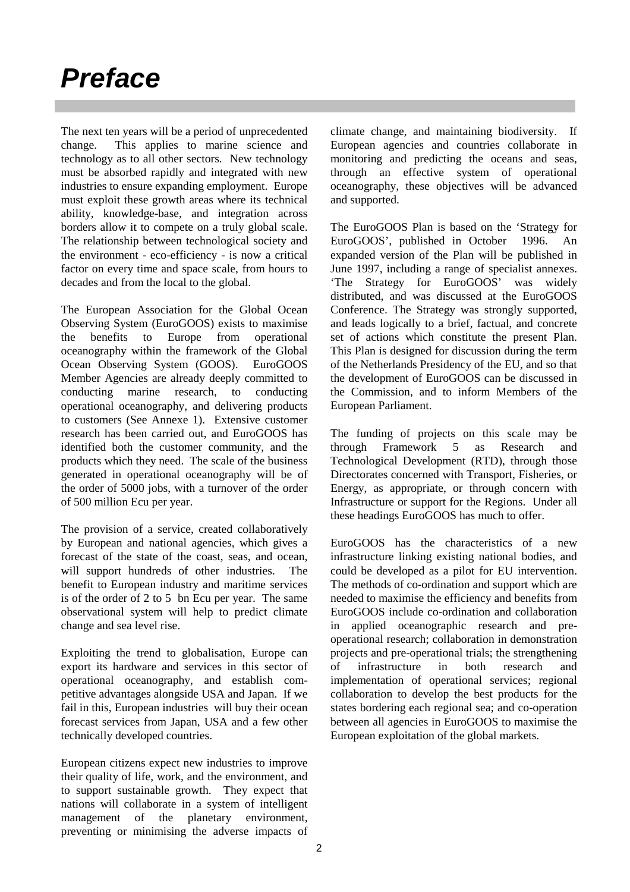# *Preface*

The next ten years will be a period of unprecedented change. This applies to marine science and technology as to all other sectors. New technology must be absorbed rapidly and integrated with new industries to ensure expanding employment. Europe must exploit these growth areas where its technical ability, knowledge-base, and integration across borders allow it to compete on a truly global scale. The relationship between technological society and the environment - eco-efficiency - is now a critical factor on every time and space scale, from hours to decades and from the local to the global.

The European Association for the Global Ocean Observing System (EuroGOOS) exists to maximise the benefits to Europe from operational oceanography within the framework of the Global Ocean Observing System (GOOS). EuroGOOS Member Agencies are already deeply committed to conducting marine research, to conducting operational oceanography, and delivering products to customers (See Annexe 1). Extensive customer research has been carried out, and EuroGOOS has identified both the customer community, and the products which they need. The scale of the business generated in operational oceanography will be of the order of 5000 jobs, with a turnover of the order of 500 million Ecu per year.

The provision of a service, created collaboratively by European and national agencies, which gives a forecast of the state of the coast, seas, and ocean, will support hundreds of other industries. The benefit to European industry and maritime services is of the order of 2 to 5 bn Ecu per year. The same observational system will help to predict climate change and sea level rise.

Exploiting the trend to globalisation, Europe can export its hardware and services in this sector of operational oceanography, and establish competitive advantages alongside USA and Japan. If we fail in this, European industries will buy their ocean forecast services from Japan, USA and a few other technically developed countries.

European citizens expect new industries to improve their quality of life, work, and the environment, and to support sustainable growth. They expect that nations will collaborate in a system of intelligent management of the planetary environment, preventing or minimising the adverse impacts of climate change, and maintaining biodiversity. If European agencies and countries collaborate in monitoring and predicting the oceans and seas, through an effective system of operational oceanography, these objectives will be advanced and supported.

The EuroGOOS Plan is based on the 'Strategy for EuroGOOS', published in October 1996. An expanded version of the Plan will be published in June 1997, including a range of specialist annexes. 'The Strategy for EuroGOOS' was widely distributed, and was discussed at the EuroGOOS Conference. The Strategy was strongly supported, and leads logically to a brief, factual, and concrete set of actions which constitute the present Plan. This Plan is designed for discussion during the term of the Netherlands Presidency of the EU, and so that the development of EuroGOOS can be discussed in the Commission, and to inform Members of the European Parliament.

The funding of projects on this scale may be through Framework 5 as Research and Technological Development (RTD), through those Directorates concerned with Transport, Fisheries, or Energy, as appropriate, or through concern with Infrastructure or support for the Regions. Under all these headings EuroGOOS has much to offer.

EuroGOOS has the characteristics of a new infrastructure linking existing national bodies, and could be developed as a pilot for EU intervention. The methods of co-ordination and support which are needed to maximise the efficiency and benefits from EuroGOOS include co-ordination and collaboration in applied oceanographic research and pre-operational research; collaboration in demonstration projects and pre-operational trials; the strengthening of infrastructure in both research and implementation of operational services; regional collaboration to develop the best products for the states bordering each regional sea; and co-operation between all agencies in EuroGOOS to maximise the European exploitation of the global markets.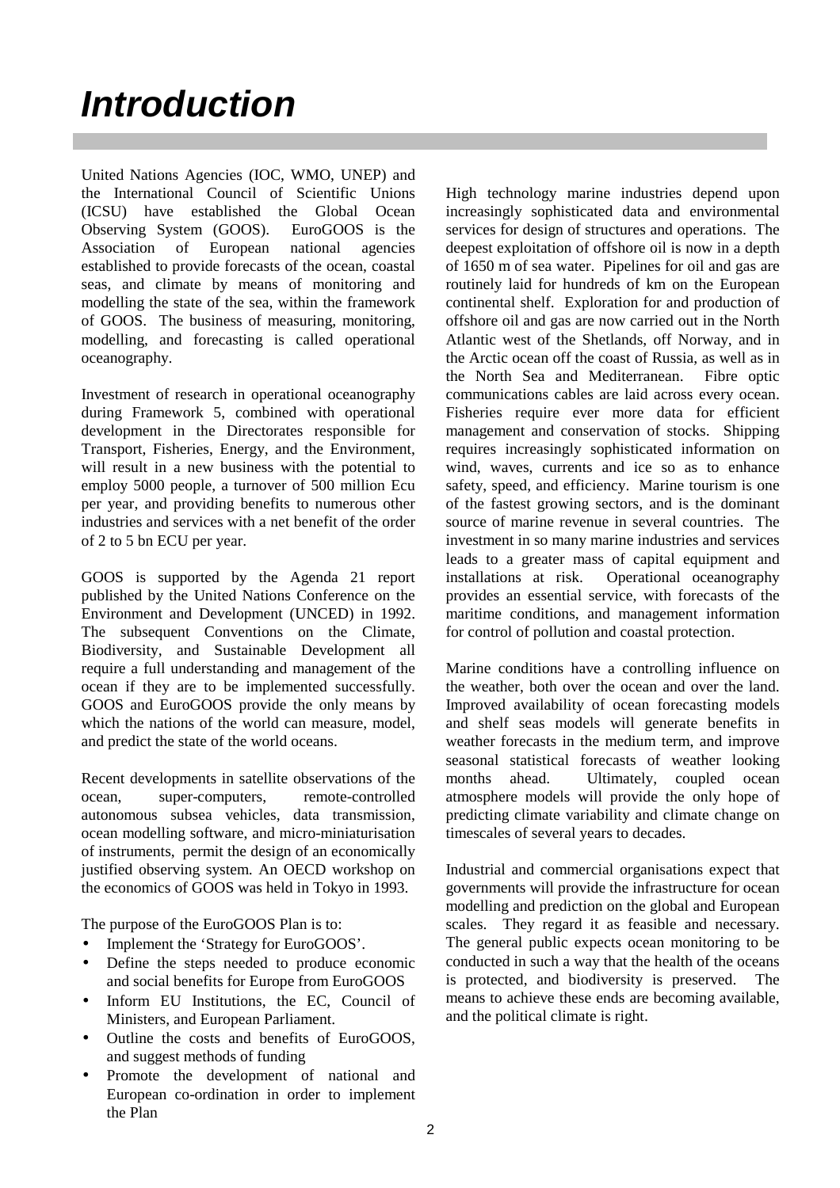# Introduction

United Nations Agencies (IOC, WMO, UNEP) and the International Council of Scientific Unions (ICSU) have established the Global Ocean Observing System (GOOS). EuroGOOS is the Association of European national agencies established to provide forecasts of the ocean, coastal seas, and climate by means of monitoring and modelling the state of the sea, within the framework of GOOS. The business of measuring, monitoring, modelling, and forecasting is called operational oceanography.

Investment of research in operational oceanography during Framework 5, combined with operational development in the Directorates responsible for Transport, Fisheries, Energy, and the Environment, will result in a new business with the potential to employ 5000 people, a turnover of 500 million Ecu per year, and providing benefits to numerous other industries and services with a net benefit of the order of 2 to 5 bn ECU per year.

GOOS is supported by the Agenda 21 report published by the United Nations Conference on the Environment and Development (UNCED) in 1992. The subsequent Conventions on the Climate, Biodiversity, and Sustainable Development all require a full understanding and management of the ocean if they are to be implemented successfully. GOOS and EuroGOOS provide the only means by which the nations of the world can measure, model, and predict the state of the world oceans.

Recent developments in satellite observations of the ocean, super-computers, remote-controlled autonomous subsea vehicles, data transmission, ocean modelling software, and micro-miniaturisation of instruments, permit the design of an economically justified observing system. An OECD workshop on the economics of GOOS was held in Tokyo in 1993.

The purpose of the EuroGOOS Plan is to:

- Implement the 'Strategy for EuroGOOS'.
- Define the steps needed to produce economic and social benefits for Europe from EuroGOOS
- Inform EU Institutions, the EC, Council of Ministers, and European Parliament.
- Outline the costs and benefits of EuroGOOS, and suggest methods of funding
- Promote the development of national and European co-ordination in order to implement the Plan

High technology marine industries depend upon increasingly sophisticated data and environmental services for design of structures and operations. The deepest exploitation of offshore oil is now in a depth of 1650 m of sea water. Pipelines for oil and gas are routinely laid for hundreds of km on the European continental shelf. Exploration for and production of offshore oil and gas are now carried out in the North Atlantic west of the Shetlands, off Norway, and in the Arctic ocean off the coast of Russia, as well as in the North Sea and Mediterranean. Fibre optic communications cables are laid across every ocean. Fisheries require ever more data for efficient management and conservation of stocks. Shipping requires increasingly sophisticated information on wind, waves, currents and ice so as to enhance safety, speed, and efficiency. Marine tourism is one of the fastest growing sectors, and is the dominant source of marine revenue in several countries. The investment in so many marine industries and services leads to a greater mass of capital equipment and installations at risk. Operational oceanography provides an essential service, with forecasts of the maritime conditions, and management information for control of pollution and coastal protection.

Marine conditions have a controlling influence on the weather, both over the ocean and over the land. Improved availability of ocean forecasting models and shelf seas models will generate benefits in weather forecasts in the medium term, and improve seasonal statistical forecasts of weather looking months ahead. Ultimately, coupled ocean atmosphere models will provide the only hope of predicting climate variability and climate change on timescales of several years to decades.

Industrial and commercial organisations expect that governments will provide the infrastructure for ocean modelling and prediction on the global and European scales. They regard it as feasible and necessary. The general public expects ocean monitoring to be conducted in such a way that the health of the oceans is protected, and biodiversity is preserved. The means to achieve these ends are becoming available, and the political climate is right.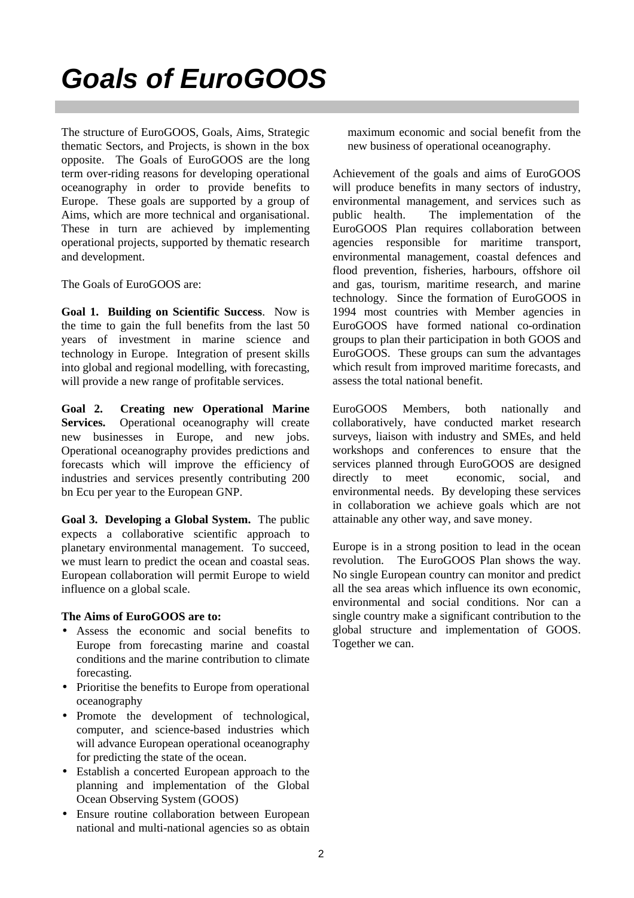# *Goals of EuroGOOS*

The structure of EuroGOOS, Goals, Aims, Strategic thematic Sectors, and Projects, is shown in the box opposite. The Goals of EuroGOOS are the long term over-riding reasons for developing operational oceanography in order to provide benefits to Europe. These goals are supported by a group of Aims, which are more technical and organisational. These in turn are achieved by implementing operational projects, supported by thematic research and development.

The Goals of EuroGOOS are:

**Goal 1. Building on Scientific Success**. Now is the time to gain the full benefits from the last 50 years of investment in marine science and technology in Europe. Integration of present skills into global and regional modelling, with forecasting, will provide a new range of profitable services.

**Goal 2. Creating new Operational Marine Services.** Operational oceanography will create new businesses in Europe, and new jobs. Operational oceanography provides predictions and forecasts which will improve the efficiency of industries and services presently contributing 200 bn Ecu per year to the European GNP.

**Goal 3. Developing a Global System.** The public expects a collaborative scientific approach to planetary environmental management. To succeed, we must learn to predict the ocean and coastal seas. European collaboration will permit Europe to wield influence on a global scale.

**The Aims of EuroGOOS are to:**

- Assess the economic and social benefits to Europe from forecasting marine and coastal conditions and the marine contribution to climate forecasting.
- Prioritise the benefits to Europe from operational oceanography
- Promote the development of technological, computer, and science-based industries which will advance European operational oceanography for predicting the state of the ocean.
- Establish a concerted European approach to the planning and implementation of the Global Ocean Observing System (GOOS)
- Ensure routine collaboration between European national and multi-national agencies so as obtain maximum economic and social benefit from the new business of operational oceanography.

Achievement of the goals and aims of EuroGOOS will produce benefits in many sectors of industry, environmental management, and services such as public health. The implementation of the EuroGOOS Plan requires collaboration between agencies responsible for maritime transport, environmental management, coastal defences and flood prevention, fisheries, harbours, offshore oil and gas, tourism, maritime research, and marine technology. Since the formation of EuroGOOS in 1994 most countries with Member agencies in EuroGOOS have formed national co-ordination groups to plan their participation in both GOOS and EuroGOOS. These groups can sum the advantages which result from improved maritime forecasts, and assess the total national benefit.

EuroGOOS Members, both nationally and collaboratively, have conducted market research surveys, liaison with industry and SMEs, and held workshops and conferences to ensure that the services planned through EuroGOOS are designed directly to meet economic, social, and environmental needs. By developing these services in collaboration we achieve goals which are not attainable any other way, and save money.

Europe is in a strong position to lead in the ocean revolution. The EuroGOOS Plan shows the way. No single European country can monitor and predict all the sea areas which influence its own economic, environmental and social conditions. Nor can a single country make a significant contribution to the global structure and implementation of GOOS. Together we can.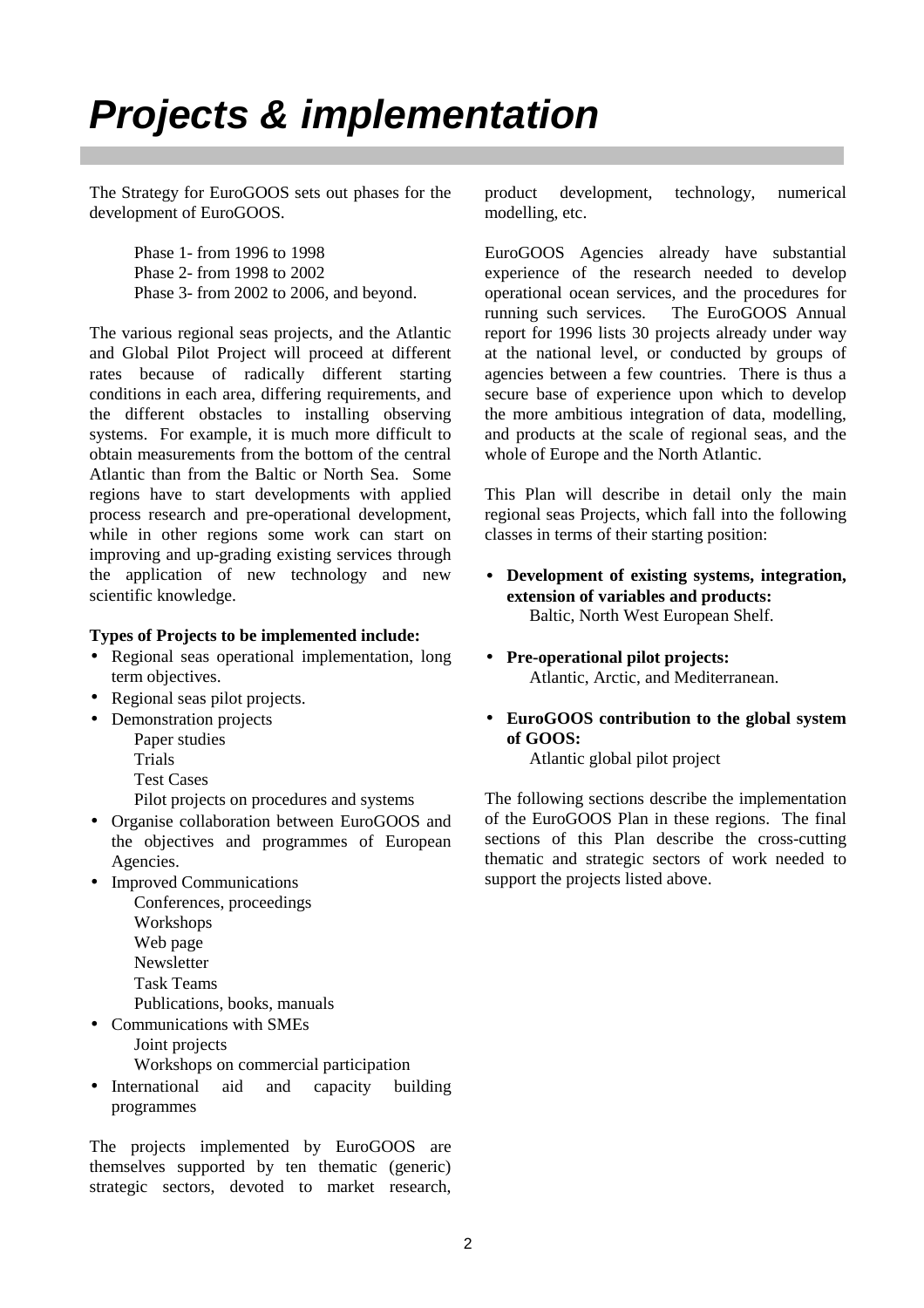# Projects & implementation

The Strategy for EuroGOOS sets out phases for the development of EuroGOOS.

Phase 1- from 1996 to 1998
Phase 2- from 1998 to 2002
Phase 3- from 2002 to 2006, and beyond.

The various regional seas projects, and the Atlantic and Global Pilot Project will proceed at different rates because of radically different starting conditions in each area, differing requirements, and the different obstacles to installing observing systems. For example, it is much more difficult to obtain measurements from the bottom of the central Atlantic than from the Baltic or North Sea. Some regions have to start developments with applied process research and pre-operational development, while in other regions some work can start on improving and up-grading existing services through the application of new technology and new scientific knowledge.

**Types of Projects to be implemented include:**

- Regional seas operational implementation, long term objectives.
- Regional seas pilot projects.
- Demonstration projects
  - Paper studies
  - Trials
  - Test Cases
  - Pilot projects on procedures and systems
- Organise collaboration between EuroGOOS and the objectives and programmes of European Agencies.
- Improved Communications
  - Conferences, proceedings
  - Workshops
  - Web page
  - Newsletter
  - Task Teams
  - Publications, books, manuals
- Communications with SMEs
  - Joint projects
  - Workshops on commercial participation
- International aid and capacity building programmes

The projects implemented by EuroGOOS are themselves supported by ten thematic (generic) strategic sectors, devoted to market research, product development, technology, numerical modelling, etc.

EuroGOOS Agencies already have substantial experience of the research needed to develop operational ocean services, and the procedures for running such services. The EuroGOOS Annual report for 1996 lists 30 projects already under way at the national level, or conducted by groups of agencies between a few countries. There is thus a secure base of experience upon which to develop the more ambitious integration of data, modelling, and products at the scale of regional seas, and the whole of Europe and the North Atlantic.

This Plan will describe in detail only the main regional seas Projects, which fall into the following classes in terms of their starting position:

- **Development of existing systems, integration, extension of variables and products:**
  Baltic, North West European Shelf.
- **Pre-operational pilot projects:**
  Atlantic, Arctic, and Mediterranean.
- **EuroGOOS contribution to the global system of GOOS:**
  Atlantic global pilot project

The following sections describe the implementation of the EuroGOOS Plan in these regions. The final sections of this Plan describe the cross-cutting thematic and strategic sectors of work needed to support the projects listed above.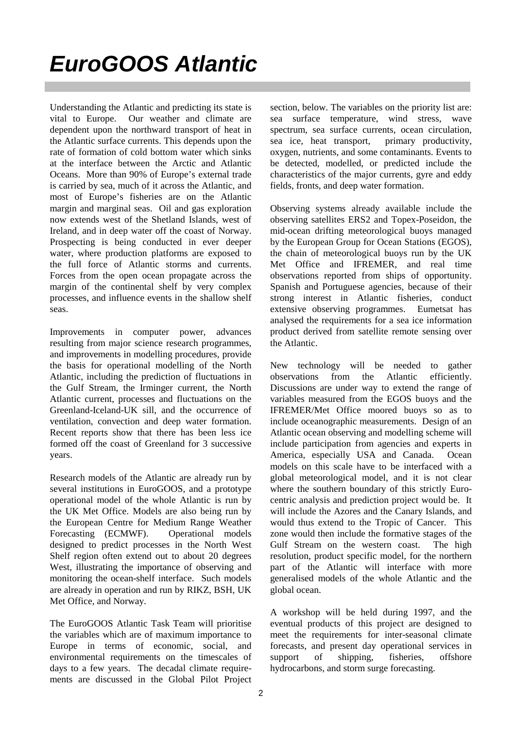# *EuroGOOS Atlantic*

Understanding the Atlantic and predicting its state is vital to Europe. Our weather and climate are dependent upon the northward transport of heat in the Atlantic surface currents. This depends upon the rate of formation of cold bottom water which sinks at the interface between the Arctic and Atlantic Oceans. More than 90% of Europe's external trade is carried by sea, much of it across the Atlantic, and most of Europe's fisheries are on the Atlantic margin and marginal seas. Oil and gas exploration now extends west of the Shetland Islands, west of Ireland, and in deep water off the coast of Norway. Prospecting is being conducted in ever deeper water, where production platforms are exposed to the full force of Atlantic storms and currents. Forces from the open ocean propagate across the margin of the continental shelf by very complex processes, and influence events in the shallow shelf seas.

Improvements in computer power, advances resulting from major science research programmes, and improvements in modelling procedures, provide the basis for operational modelling of the North Atlantic, including the prediction of fluctuations in the Gulf Stream, the Irminger current, the North Atlantic current, processes and fluctuations on the Greenland-Iceland-UK sill, and the occurrence of ventilation, convection and deep water formation. Recent reports show that there has been less ice formed off the coast of Greenland for 3 successive years.

Research models of the Atlantic are already run by several institutions in EuroGOOS, and a prototype operational model of the whole Atlantic is run by the UK Met Office. Models are also being run by the European Centre for Medium Range Weather Forecasting (ECMWF). Operational models designed to predict processes in the North West Shelf region often extend out to about 20 degrees West, illustrating the importance of observing and monitoring the ocean-shelf interface. Such models are already in operation and run by RIKZ, BSH, UK Met Office, and Norway.

The EuroGOOS Atlantic Task Team will prioritise the variables which are of maximum importance to Europe in terms of economic, social, and environmental requirements on the timescales of days to a few years. The decadal climate requirements are discussed in the Global Pilot Project section, below. The variables on the priority list are: sea surface temperature, wind stress, wave spectrum, sea surface currents, ocean circulation, sea ice, heat transport, primary productivity, oxygen, nutrients, and some contaminants. Events to be detected, modelled, or predicted include the characteristics of the major currents, gyre and eddy fields, fronts, and deep water formation.

Observing systems already available include the observing satellites ERS2 and Topex-Poseidon, the mid-ocean drifting meteorological buoys managed by the European Group for Ocean Stations (EGOS), the chain of meteorological buoys run by the UK Met Office and IFREMER, and real time observations reported from ships of opportunity. Spanish and Portuguese agencies, because of their strong interest in Atlantic fisheries, conduct extensive observing programmes. Eumetsat has analysed the requirements for a sea ice information product derived from satellite remote sensing over the Atlantic.

New technology will be needed to gather observations from the Atlantic efficiently. Discussions are under way to extend the range of variables measured from the EGOS buoys and the IFREMER/Met Office moored buoys so as to include oceanographic measurements. Design of an Atlantic ocean observing and modelling scheme will include participation from agencies and experts in America, especially USA and Canada. Ocean models on this scale have to be interfaced with a global meteorological model, and it is not clear where the southern boundary of this strictly Euro-centric analysis and prediction project would be. It will include the Azores and the Canary Islands, and would thus extend to the Tropic of Cancer. This zone would then include the formative stages of the Gulf Stream on the western coast. The high resolution, product specific model, for the northern part of the Atlantic will interface with more generalised models of the whole Atlantic and the global ocean.

A workshop will be held during 1997, and the eventual products of this project are designed to meet the requirements for inter-seasonal climate forecasts, and present day operational services in support of shipping, fisheries, offshore hydrocarbons, and storm surge forecasting.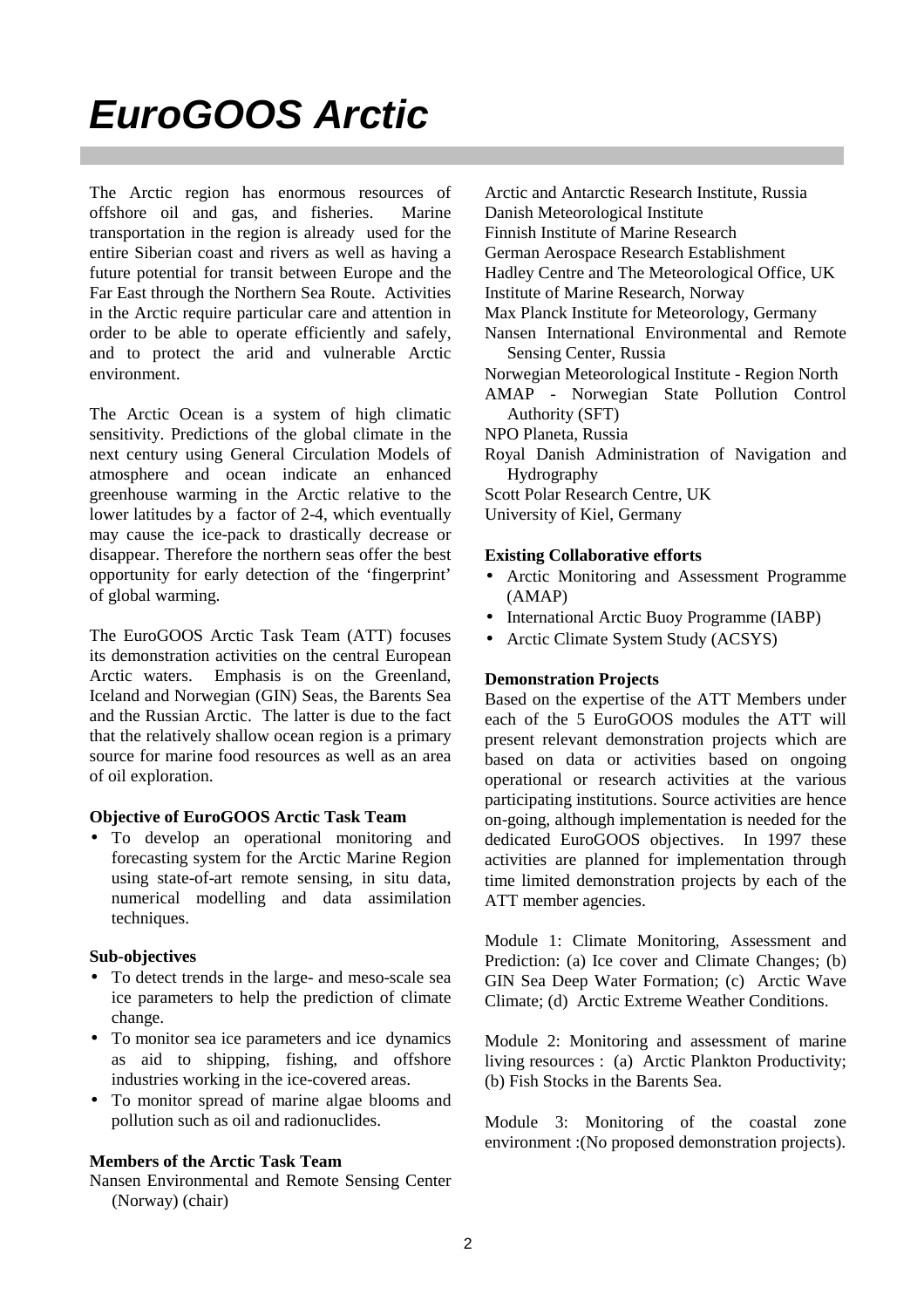／

# *EuroGOOS Arctic*

The Arctic region has enormous resources of offshore oil and gas, and fisheries. Marine transportation in the region is already used for the entire Siberian coast and rivers as well as having a future potential for transit between Europe and the Far East through the Northern Sea Route. Activities in the Arctic require particular care and attention in order to be able to operate efficiently and safely, and to protect the arid and vulnerable Arctic environment.

The Arctic Ocean is a system of high climatic sensitivity. Predictions of the global climate in the next century using General Circulation Models of atmosphere and ocean indicate an enhanced greenhouse warming in the Arctic relative to the lower latitudes by a factor of 2-4, which eventually may cause the ice-pack to drastically decrease or disappear. Therefore the northern seas offer the best opportunity for early detection of the 'fingerprint' of global warming.

The EuroGOOS Arctic Task Team (ATT) focuses its demonstration activities on the central European Arctic waters. Emphasis is on the Greenland, Iceland and Norwegian (GIN) Seas, the Barents Sea and the Russian Arctic. The latter is due to the fact that the relatively shallow ocean region is a primary source for marine food resources as well as an area of oil exploration.

**Objective of EuroGOOS Arctic Task Team**

- To develop an operational monitoring and forecasting system for the Arctic Marine Region using state-of-art remote sensing, in situ data, numerical modelling and data assimilation techniques.

**Sub-objectives**

- To detect trends in the large- and meso-scale sea ice parameters to help the prediction of climate change.
- To monitor sea ice parameters and ice dynamics as aid to shipping, fishing, and offshore industries working in the ice-covered areas.
- To monitor spread of marine algae blooms and pollution such as oil and radionuclides.

**Members of the Arctic Task Team**

Nansen Environmental and Remote Sensing Center (Norway) (chair)
Arctic and Antarctic Research Institute, Russia
Danish Meteorological Institute
Finnish Institute of Marine Research
German Aerospace Research Establishment
Hadley Centre and The Meteorological Office, UK
Institute of Marine Research, Norway
Max Planck Institute for Meteorology, Germany
Nansen International Environmental and Remote Sensing Center, Russia
Norwegian Meteorological Institute - Region North
AMAP - Norwegian State Pollution Control Authority (SFT)
NPO Planeta, Russia
Royal Danish Administration of Navigation and Hydrography
Scott Polar Research Centre, UK
University of Kiel, Germany

**Existing Collaborative efforts**

- Arctic Monitoring and Assessment Programme (AMAP)
- International Arctic Buoy Programme (IABP)
- Arctic Climate System Study (ACSYS)

**Demonstration Projects**

Based on the expertise of the ATT Members under each of the 5 EuroGOOS modules the ATT will present relevant demonstration projects which are based on data or activities based on ongoing operational or research activities at the various participating institutions. Source activities are hence on-going, although implementation is needed for the dedicated EuroGOOS objectives. In 1997 these activities are planned for implementation through time limited demonstration projects by each of the ATT member agencies.

Module 1: Climate Monitoring, Assessment and Prediction: (a) Ice cover and Climate Changes; (b) GIN Sea Deep Water Formation; (c) Arctic Wave Climate; (d) Arctic Extreme Weather Conditions.

Module 2: Monitoring and assessment of marine living resources : (a) Arctic Plankton Productivity; (b) Fish Stocks in the Barents Sea.

Module 3: Monitoring of the coastal zone environment :(No proposed demonstration projects).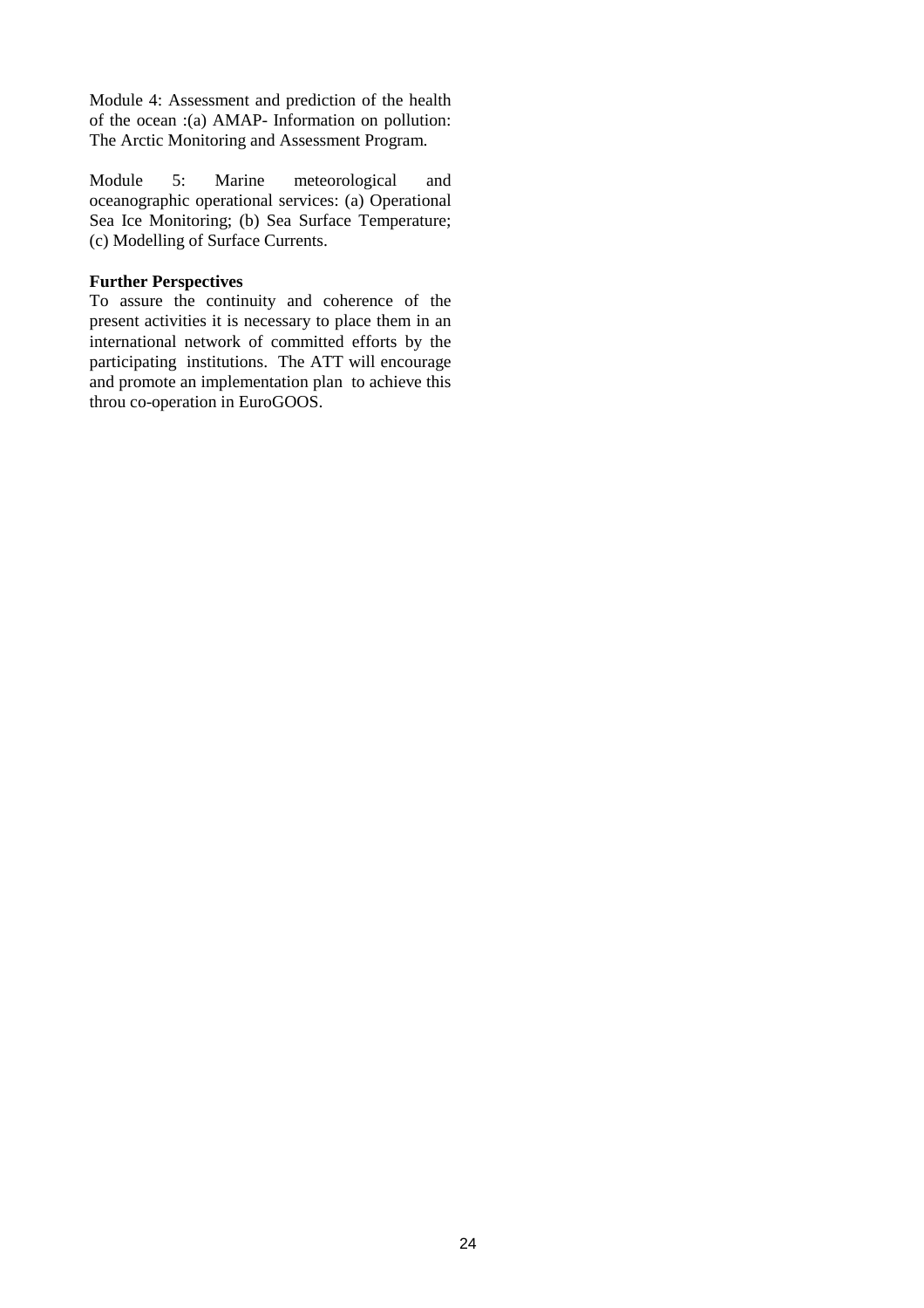Module 4: Assessment and prediction of the health of the ocean :(a) AMAP- Information on pollution: The Arctic Monitoring and Assessment Program.

Module 5: Marine meteorological and oceanographic operational services: (a) Operational Sea Ice Monitoring; (b) Sea Surface Temperature; (c) Modelling of Surface Currents.

**Further Perspectives**

To assure the continuity and coherence of the present activities it is necessary to place them in an international network of committed efforts by the participating institutions. The ATT will encourage and promote an implementation plan to achieve this throu co-operation in EuroGOOS.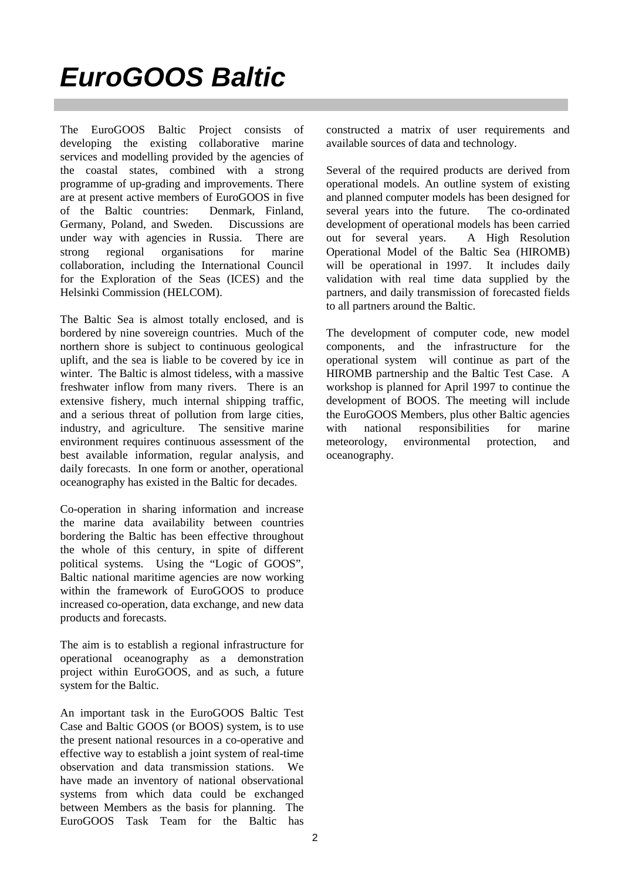# *EuroGOOS Baltic*

The EuroGOOS Baltic Project consists of developing the existing collaborative marine services and modelling provided by the agencies of the coastal states, combined with a strong programme of up-grading and improvements. There are at present active members of EuroGOOS in five of the Baltic countries: Denmark, Finland, Germany, Poland, and Sweden. Discussions are under way with agencies in Russia. There are strong regional organisations for marine collaboration, including the International Council for the Exploration of the Seas (ICES) and the Helsinki Commission (HELCOM).

The Baltic Sea is almost totally enclosed, and is bordered by nine sovereign countries. Much of the northern shore is subject to continuous geological uplift, and the sea is liable to be covered by ice in winter. The Baltic is almost tideless, with a massive freshwater inflow from many rivers. There is an extensive fishery, much internal shipping traffic, and a serious threat of pollution from large cities, industry, and agriculture. The sensitive marine environment requires continuous assessment of the best available information, regular analysis, and daily forecasts. In one form or another, operational oceanography has existed in the Baltic for decades.

Co-operation in sharing information and increase the marine data availability between countries bordering the Baltic has been effective throughout the whole of this century, in spite of different political systems. Using the "Logic of GOOS", Baltic national maritime agencies are now working within the framework of EuroGOOS to produce increased co-operation, data exchange, and new data products and forecasts.

The aim is to establish a regional infrastructure for operational oceanography as a demonstration project within EuroGOOS, and as such, a future system for the Baltic.

An important task in the EuroGOOS Baltic Test Case and Baltic GOOS (or BOOS) system, is to use the present national resources in a co-operative and effective way to establish a joint system of real-time observation and data transmission stations. We have made an inventory of national observational systems from which data could be exchanged between Members as the basis for planning. The EuroGOOS Task Team for the Baltic has constructed a matrix of user requirements and available sources of data and technology.

Several of the required products are derived from operational models. An outline system of existing and planned computer models has been designed for several years into the future. The co-ordinated development of operational models has been carried out for several years. A High Resolution Operational Model of the Baltic Sea (HIROMB) will be operational in 1997. It includes daily validation with real time data supplied by the partners, and daily transmission of forecasted fields to all partners around the Baltic.

The development of computer code, new model components, and the infrastructure for the operational system will continue as part of the HIROMB partnership and the Baltic Test Case. A workshop is planned for April 1997 to continue the development of BOOS. The meeting will include the EuroGOOS Members, plus other Baltic agencies with national responsibilities for marine meteorology, environmental protection, and oceanography.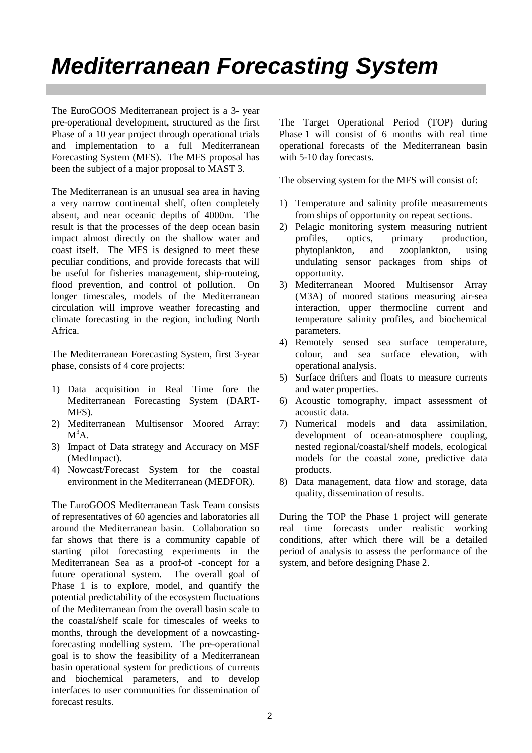# *Mediterranean Forecasting System*

The EuroGOOS Mediterranean project is a 3- year pre-operational development, structured as the first Phase of a 10 year project through operational trials and implementation to a full Mediterranean Forecasting System (MFS). The MFS proposal has been the subject of a major proposal to MAST 3.

The Mediterranean is an unusual sea area in having a very narrow continental shelf, often completely absent, and near oceanic depths of 4000m. The result is that the processes of the deep ocean basin impact almost directly on the shallow water and coast itself. The MFS is designed to meet these peculiar conditions, and provide forecasts that will be useful for fisheries management, ship-routeing, flood prevention, and control of pollution. On longer timescales, models of the Mediterranean circulation will improve weather forecasting and climate forecasting in the region, including North Africa.

The Mediterranean Forecasting System, first 3-year phase, consists of 4 core projects:

1) Data acquisition in Real Time fore the Mediterranean Forecasting System (DART-MFS).
2) Mediterranean Multisensor Moored Array: $M^3A$.
3) Impact of Data strategy and Accuracy on MSF (MedImpact).
4) Nowcast/Forecast System for the coastal environment in the Mediterranean (MEDFOR).

The EuroGOOS Mediterranean Task Team consists of representatives of 60 agencies and laboratories all around the Mediterranean basin. Collaboration so far shows that there is a community capable of starting pilot forecasting experiments in the Mediterranean Sea as a proof-of -concept for a future operational system. The overall goal of Phase 1 is to explore, model, and quantify the potential predictability of the ecosystem fluctuations of the Mediterranean from the overall basin scale to the coastal/shelf scale for timescales of weeks to months, through the development of a nowcasting-forecasting modelling system. The pre-operational goal is to show the feasibility of a Mediterranean basin operational system for predictions of currents and biochemical parameters, and to develop interfaces to user communities for dissemination of forecast results.

The Target Operational Period (TOP) during Phase 1 will consist of 6 months with real time operational forecasts of the Mediterranean basin with 5-10 day forecasts.

The observing system for the MFS will consist of:

1) Temperature and salinity profile measurements from ships of opportunity on repeat sections.
2) Pelagic monitoring system measuring nutrient profiles, optics, primary production, phytoplankton, and zooplankton, using undulating sensor packages from ships of opportunity.
3) Mediterranean Moored Multisensor Array (M3A) of moored stations measuring air-sea interaction, upper thermocline current and temperature salinity profiles, and biochemical parameters.
4) Remotely sensed sea surface temperature, colour, and sea surface elevation, with operational analysis.
5) Surface drifters and floats to measure currents and water properties.
6) Acoustic tomography, impact assessment of acoustic data.
7) Numerical models and data assimilation, development of ocean-atmosphere coupling, nested regional/coastal/shelf models, ecological models for the coastal zone, predictive data products.
8) Data management, data flow and storage, data quality, dissemination of results.

During the TOP the Phase 1 project will generate real time forecasts under realistic working conditions, after which there will be a detailed period of analysis to assess the performance of the system, and before designing Phase 2.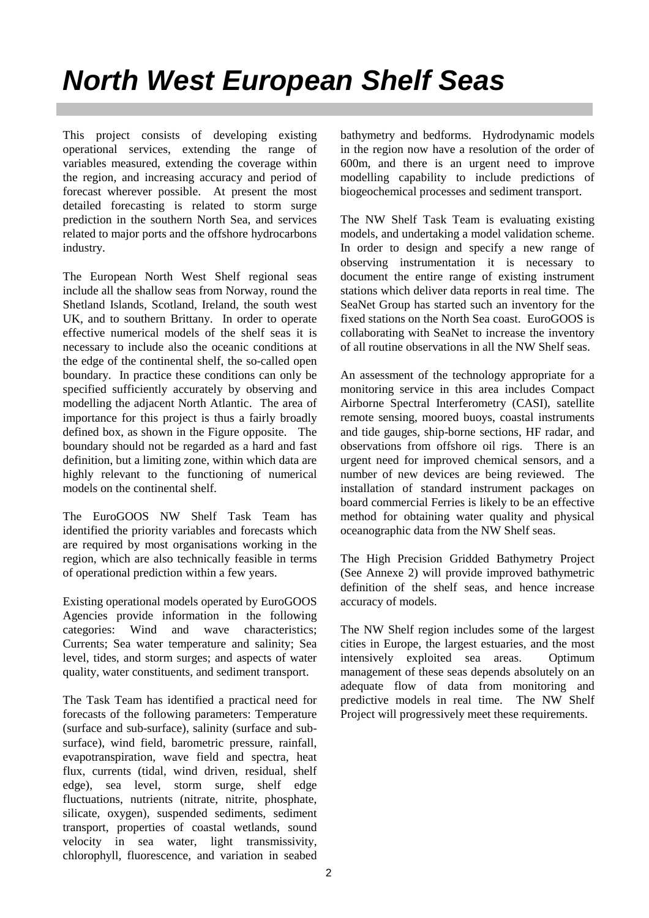# *North West European Shelf Seas*

This project consists of developing existing operational services, extending the range of variables measured, extending the coverage within the region, and increasing accuracy and period of forecast wherever possible. At present the most detailed forecasting is related to storm surge prediction in the southern North Sea, and services related to major ports and the offshore hydrocarbons industry.

The European North West Shelf regional seas include all the shallow seas from Norway, round the Shetland Islands, Scotland, Ireland, the south west UK, and to southern Brittany. In order to operate effective numerical models of the shelf seas it is necessary to include also the oceanic conditions at the edge of the continental shelf, the so-called open boundary. In practice these conditions can only be specified sufficiently accurately by observing and modelling the adjacent North Atlantic. The area of importance for this project is thus a fairly broadly defined box, as shown in the Figure opposite. The boundary should not be regarded as a hard and fast definition, but a limiting zone, within which data are highly relevant to the functioning of numerical models on the continental shelf.

The EuroGOOS NW Shelf Task Team has identified the priority variables and forecasts which are required by most organisations working in the region, which are also technically feasible in terms of operational prediction within a few years.

Existing operational models operated by EuroGOOS Agencies provide information in the following categories: Wind and wave characteristics; Currents; Sea water temperature and salinity; Sea level, tides, and storm surges; and aspects of water quality, water constituents, and sediment transport.

The Task Team has identified a practical need for forecasts of the following parameters: Temperature (surface and sub-surface), salinity (surface and sub-surface), wind field, barometric pressure, rainfall, evapotranspiration, wave field and spectra, heat flux, currents (tidal, wind driven, residual, shelf edge), sea level, storm surge, shelf edge fluctuations, nutrients (nitrate, nitrite, phosphate, silicate, oxygen), suspended sediments, sediment transport, properties of coastal wetlands, sound velocity in sea water, light transmissivity, chlorophyll, fluorescence, and variation in seabed bathymetry and bedforms. Hydrodynamic models in the region now have a resolution of the order of 600m, and there is an urgent need to improve modelling capability to include predictions of biogeochemical processes and sediment transport.

The NW Shelf Task Team is evaluating existing models, and undertaking a model validation scheme. In order to design and specify a new range of observing instrumentation it is necessary to document the entire range of existing instrument stations which deliver data reports in real time. The SeaNet Group has started such an inventory for the fixed stations on the North Sea coast. EuroGOOS is collaborating with SeaNet to increase the inventory of all routine observations in all the NW Shelf seas.

An assessment of the technology appropriate for a monitoring service in this area includes Compact Airborne Spectral Interferometry (CASI), satellite remote sensing, moored buoys, coastal instruments and tide gauges, ship-borne sections, HF radar, and observations from offshore oil rigs. There is an urgent need for improved chemical sensors, and a number of new devices are being reviewed. The installation of standard instrument packages on board commercial Ferries is likely to be an effective method for obtaining water quality and physical oceanographic data from the NW Shelf seas.

The High Precision Gridded Bathymetry Project (See Annexe 2) will provide improved bathymetric definition of the shelf seas, and hence increase accuracy of models.

The NW Shelf region includes some of the largest cities in Europe, the largest estuaries, and the most intensively exploited sea areas. Optimum management of these seas depends absolutely on an adequate flow of data from monitoring and predictive models in real time. The NW Shelf Project will progressively meet these requirements.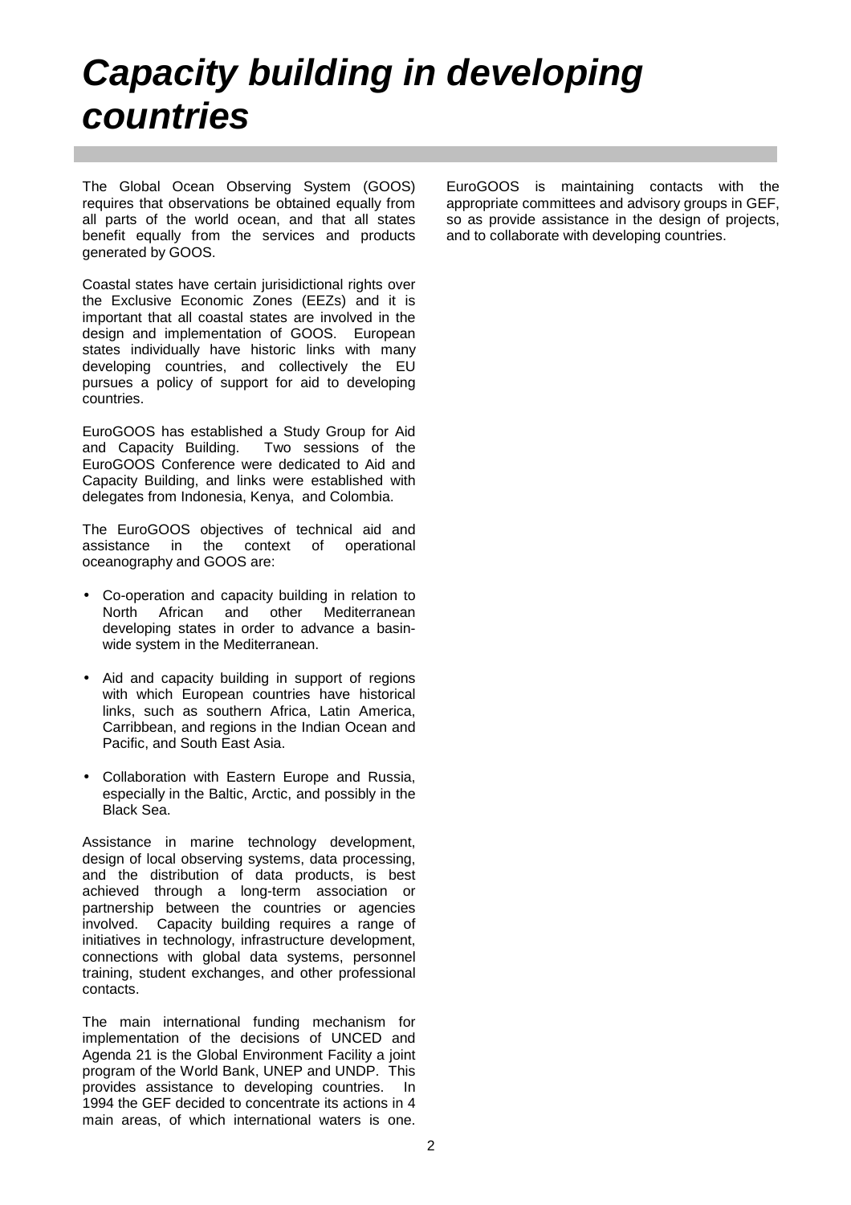# *Capacity building in developing countries*

The Global Ocean Observing System (GOOS) requires that observations be obtained equally from all parts of the world ocean, and that all states benefit equally from the services and products generated by GOOS.

Coastal states have certain jurisidictional rights over the Exclusive Economic Zones (EEZs) and it is important that all coastal states are involved in the design and implementation of GOOS. European states individually have historic links with many developing countries, and collectively the EU pursues a policy of support for aid to developing countries.

EuroGOOS has established a Study Group for Aid and Capacity Building. Two sessions of the EuroGOOS Conference were dedicated to Aid and Capacity Building, and links were established with delegates from Indonesia, Kenya, and Colombia.

The EuroGOOS objectives of technical aid and assistance in the context of operational oceanography and GOOS are:

- Co-operation and capacity building in relation to North African and other Mediterranean developing states in order to advance a basin-wide system in the Mediterranean.
- Aid and capacity building in support of regions with which European countries have historical links, such as southern Africa, Latin America, Carribbean, and regions in the Indian Ocean and Pacific, and South East Asia.
- Collaboration with Eastern Europe and Russia, especially in the Baltic, Arctic, and possibly in the Black Sea.

Assistance in marine technology development, design of local observing systems, data processing, and the distribution of data products, is best achieved through a long-term association or partnership between the countries or agencies involved. Capacity building requires a range of initiatives in technology, infrastructure development, connections with global data systems, personnel training, student exchanges, and other professional contacts.

The main international funding mechanism for implementation of the decisions of UNCED and Agenda 21 is the Global Environment Facility a joint program of the World Bank, UNEP and UNDP. This provides assistance to developing countries. In 1994 the GEF decided to concentrate its actions in 4 main areas, of which international waters is one. EuroGOOS is maintaining contacts with the appropriate committees and advisory groups in GEF, so as provide assistance in the design of projects, and to collaborate with developing countries.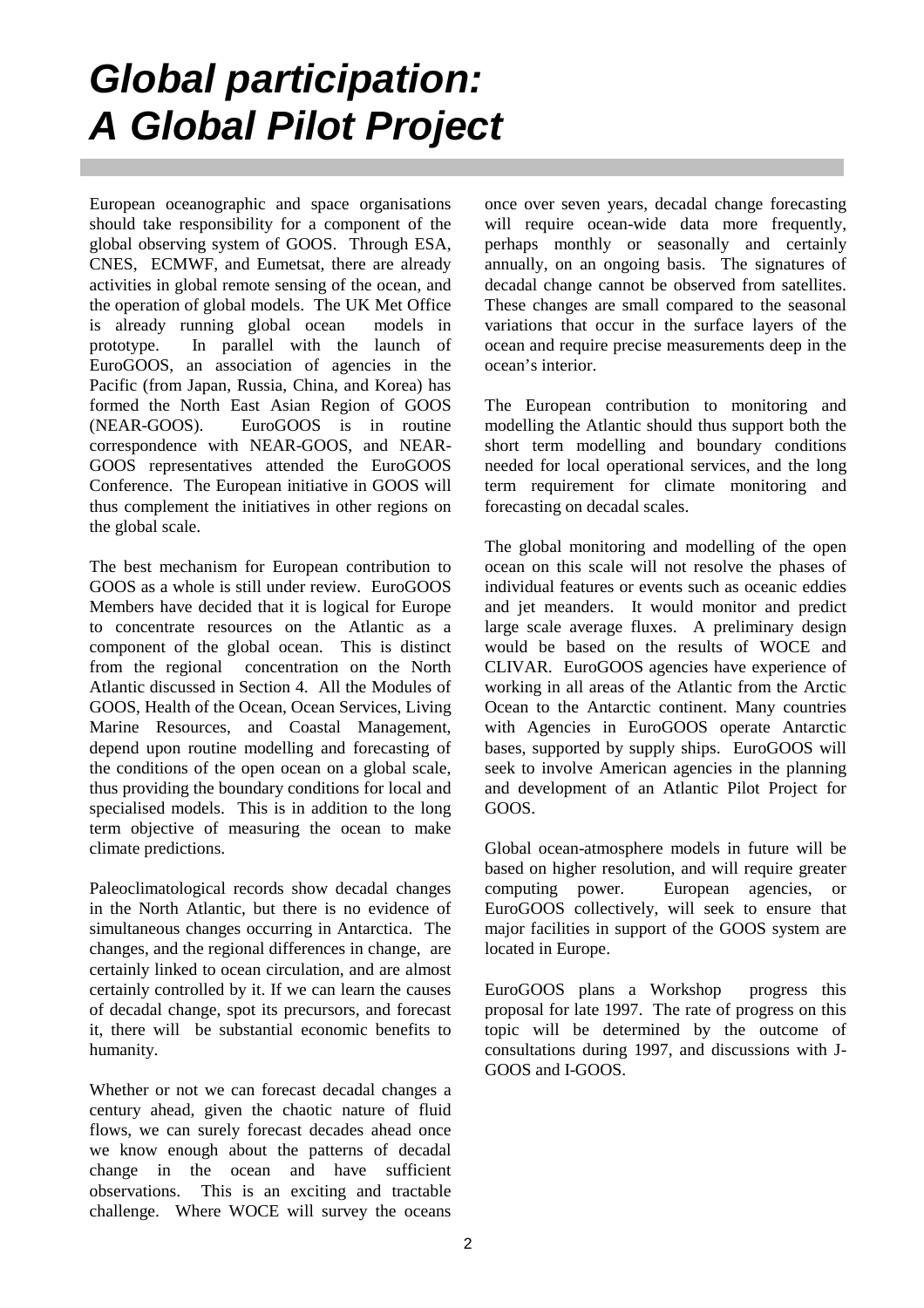# *Global participation: A Global Pilot Project*

European oceanographic and space organisations should take responsibility for a component of the global observing system of GOOS. Through ESA, CNES, ECMWF, and Eumetsat, there are already activities in global remote sensing of the ocean, and the operation of global models. The UK Met Office is already running global ocean models in prototype. In parallel with the launch of EuroGOOS, an association of agencies in the Pacific (from Japan, Russia, China, and Korea) has formed the North East Asian Region of GOOS (NEAR-GOOS). EuroGOOS is in routine correspondence with NEAR-GOOS, and NEAR-GOOS representatives attended the EuroGOOS Conference. The European initiative in GOOS will thus complement the initiatives in other regions on the global scale.

The best mechanism for European contribution to GOOS as a whole is still under review. EuroGOOS Members have decided that it is logical for Europe to concentrate resources on the Atlantic as a component of the global ocean. This is distinct from the regional concentration on the North Atlantic discussed in Section 4. All the Modules of GOOS, Health of the Ocean, Ocean Services, Living Marine Resources, and Coastal Management, depend upon routine modelling and forecasting of the conditions of the open ocean on a global scale, thus providing the boundary conditions for local and specialised models. This is in addition to the long term objective of measuring the ocean to make climate predictions.

Paleoclimatological records show decadal changes in the North Atlantic, but there is no evidence of simultaneous changes occurring in Antarctica. The changes, and the regional differences in change, are certainly linked to ocean circulation, and are almost certainly controlled by it. If we can learn the causes of decadal change, spot its precursors, and forecast it, there will be substantial economic benefits to humanity.

Whether or not we can forecast decadal changes a century ahead, given the chaotic nature of fluid flows, we can surely forecast decades ahead once we know enough about the patterns of decadal change in the ocean and have sufficient observations. This is an exciting and tractable challenge. Where WOCE will survey the oceans once over seven years, decadal change forecasting will require ocean-wide data more frequently, perhaps monthly or seasonally and certainly annually, on an ongoing basis. The signatures of decadal change cannot be observed from satellites. These changes are small compared to the seasonal variations that occur in the surface layers of the ocean and require precise measurements deep in the ocean's interior.

The European contribution to monitoring and modelling the Atlantic should thus support both the short term modelling and boundary conditions needed for local operational services, and the long term requirement for climate monitoring and forecasting on decadal scales.

The global monitoring and modelling of the open ocean on this scale will not resolve the phases of individual features or events such as oceanic eddies and jet meanders. It would monitor and predict large scale average fluxes. A preliminary design would be based on the results of WOCE and CLIVAR. EuroGOOS agencies have experience of working in all areas of the Atlantic from the Arctic Ocean to the Antarctic continent. Many countries with Agencies in EuroGOOS operate Antarctic bases, supported by supply ships. EuroGOOS will seek to involve American agencies in the planning and development of an Atlantic Pilot Project for GOOS.

Global ocean-atmosphere models in future will be based on higher resolution, and will require greater computing power. European agencies, or EuroGOOS collectively, will seek to ensure that major facilities in support of the GOOS system are located in Europe.

EuroGOOS plans a Workshop progress this proposal for late 1997. The rate of progress on this topic will be determined by the outcome of consultations during 1997, and discussions with J-GOOS and I-GOOS.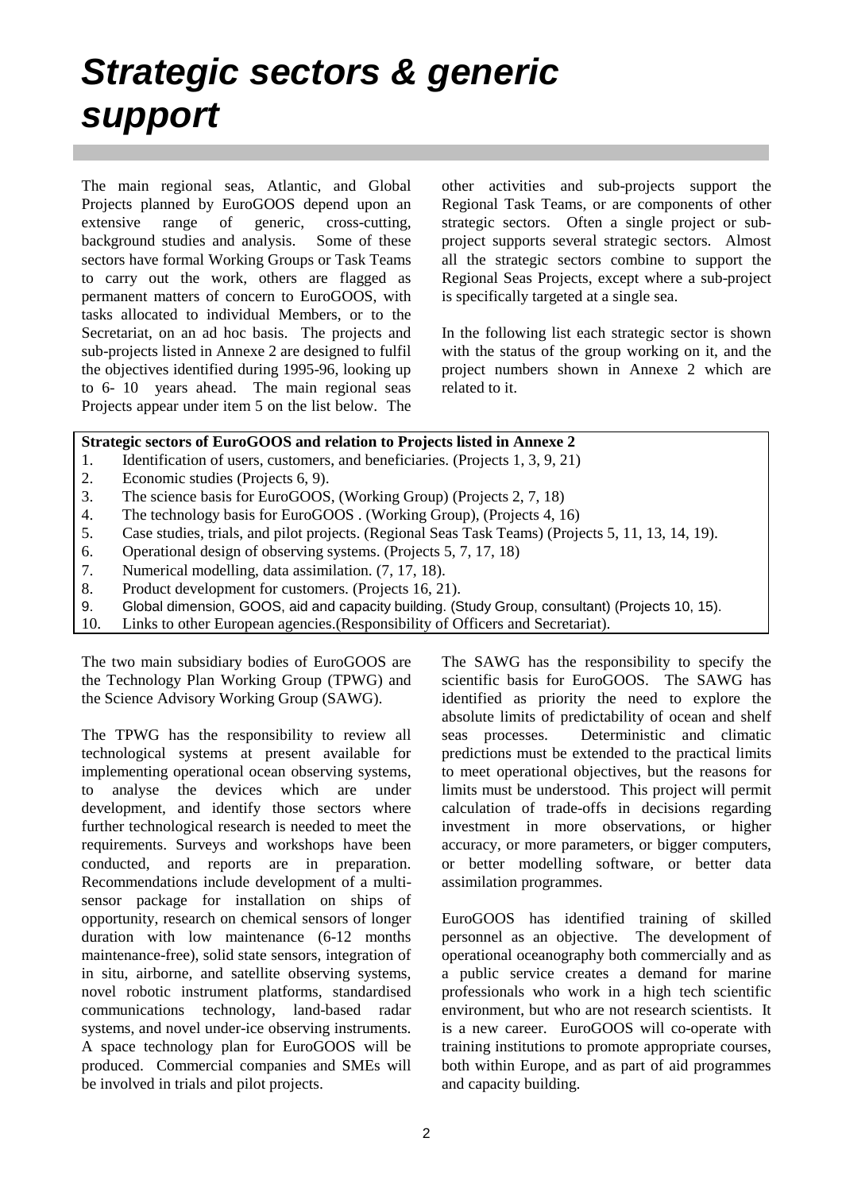# *Strategic sectors & generic support*

The main regional seas, Atlantic, and Global Projects planned by EuroGOOS depend upon an extensive range of generic, cross-cutting, background studies and analysis. Some of these sectors have formal Working Groups or Task Teams to carry out the work, others are flagged as permanent matters of concern to EuroGOOS, with tasks allocated to individual Members, or to the Secretariat, on an ad hoc basis. The projects and sub-projects listed in Annexe 2 are designed to fulfil the objectives identified during 1995-96, looking up to 6- 10 years ahead. The main regional seas Projects appear under item 5 on the list below. The other activities and sub-projects support the Regional Task Teams, or are components of other strategic sectors. Often a single project or sub-project supports several strategic sectors. Almost all the strategic sectors combine to support the Regional Seas Projects, except where a sub-project is specifically targeted at a single sea.

In the following list each strategic sector is shown with the status of the group working on it, and the project numbers shown in Annexe 2 which are related to it.

**Strategic sectors of EuroGOOS and relation to Projects listed in Annexe 2**

1. Identification of users, customers, and beneficiaries. (Projects 1, 3, 9, 21)
2. Economic studies (Projects 6, 9).
3. The science basis for EuroGOOS, (Working Group) (Projects 2, 7, 18)
4. The technology basis for EuroGOOS . (Working Group), (Projects 4, 16)
5. Case studies, trials, and pilot projects. (Regional Seas Task Teams) (Projects 5, 11, 13, 14, 19).
6. Operational design of observing systems. (Projects 5, 7, 17, 18)
7. Numerical modelling, data assimilation. (7, 17, 18).
8. Product development for customers. (Projects 16, 21).
9. Global dimension, GOOS, aid and capacity building. (Study Group, consultant) (Projects 10, 15).
10. Links to other European agencies.(Responsibility of Officers and Secretariat).

The two main subsidiary bodies of EuroGOOS are the Technology Plan Working Group (TPWG) and the Science Advisory Working Group (SAWG).

The TPWG has the responsibility to review all technological systems at present available for implementing operational ocean observing systems, to analyse the devices which are under development, and identify those sectors where further technological research is needed to meet the requirements. Surveys and workshops have been conducted, and reports are in preparation. Recommendations include development of a multi-sensor package for installation on ships of opportunity, research on chemical sensors of longer duration with low maintenance (6-12 months maintenance-free), solid state sensors, integration of in situ, airborne, and satellite observing systems, novel robotic instrument platforms, standardised communications technology, land-based radar systems, and novel under-ice observing instruments. A space technology plan for EuroGOOS will be produced. Commercial companies and SMEs will be involved in trials and pilot projects.

The SAWG has the responsibility to specify the scientific basis for EuroGOOS. The SAWG has identified as priority the need to explore the absolute limits of predictability of ocean and shelf seas processes. Deterministic and climatic predictions must be extended to the practical limits to meet operational objectives, but the reasons for limits must be understood. This project will permit calculation of trade-offs in decisions regarding investment in more observations, or higher accuracy, or more parameters, or bigger computers, or better modelling software, or better data assimilation programmes.

EuroGOOS has identified training of skilled personnel as an objective. The development of operational oceanography both commercially and as a public service creates a demand for marine professionals who work in a high tech scientific environment, but who are not research scientists. It is a new career. EuroGOOS will co-operate with training institutions to promote appropriate courses, both within Europe, and as part of aid programmes and capacity building.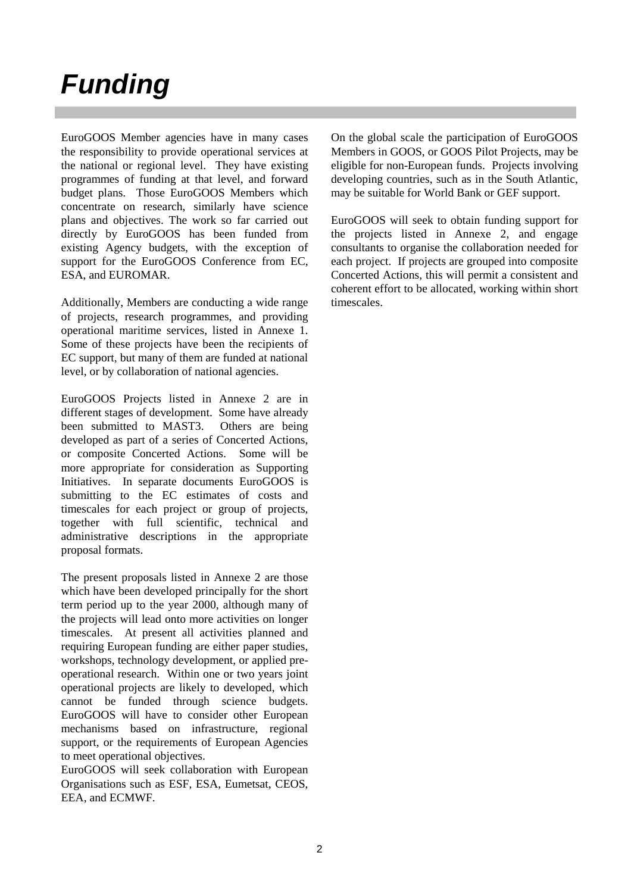# *Funding*

EuroGOOS Member agencies have in many cases the responsibility to provide operational services at the national or regional level. They have existing programmes of funding at that level, and forward budget plans. Those EuroGOOS Members which concentrate on research, similarly have science plans and objectives. The work so far carried out directly by EuroGOOS has been funded from existing Agency budgets, with the exception of support for the EuroGOOS Conference from EC, ESA, and EUROMAR.

Additionally, Members are conducting a wide range of projects, research programmes, and providing operational maritime services, listed in Annexe 1. Some of these projects have been the recipients of EC support, but many of them are funded at national level, or by collaboration of national agencies.

EuroGOOS Projects listed in Annexe 2 are in different stages of development. Some have already been submitted to MAST3. Others are being developed as part of a series of Concerted Actions, or composite Concerted Actions. Some will be more appropriate for consideration as Supporting Initiatives. In separate documents EuroGOOS is submitting to the EC estimates of costs and timescales for each project or group of projects, together with full scientific, technical and administrative descriptions in the appropriate proposal formats.

The present proposals listed in Annexe 2 are those which have been developed principally for the short term period up to the year 2000, although many of the projects will lead onto more activities on longer timescales. At present all activities planned and requiring European funding are either paper studies, workshops, technology development, or applied pre-operational research. Within one or two years joint operational projects are likely to developed, which cannot be funded through science budgets. EuroGOOS will have to consider other European mechanisms based on infrastructure, regional support, or the requirements of European Agencies to meet operational objectives.

EuroGOOS will seek collaboration with European Organisations such as ESF, ESA, Eumetsat, CEOS, EEA, and ECMWF.

On the global scale the participation of EuroGOOS Members in GOOS, or GOOS Pilot Projects, may be eligible for non-European funds. Projects involving developing countries, such as in the South Atlantic, may be suitable for World Bank or GEF support.

EuroGOOS will seek to obtain funding support for the projects listed in Annexe 2, and engage consultants to organise the collaboration needed for each project. If projects are grouped into composite Concerted Actions, this will permit a consistent and coherent effort to be allocated, working within short timescales.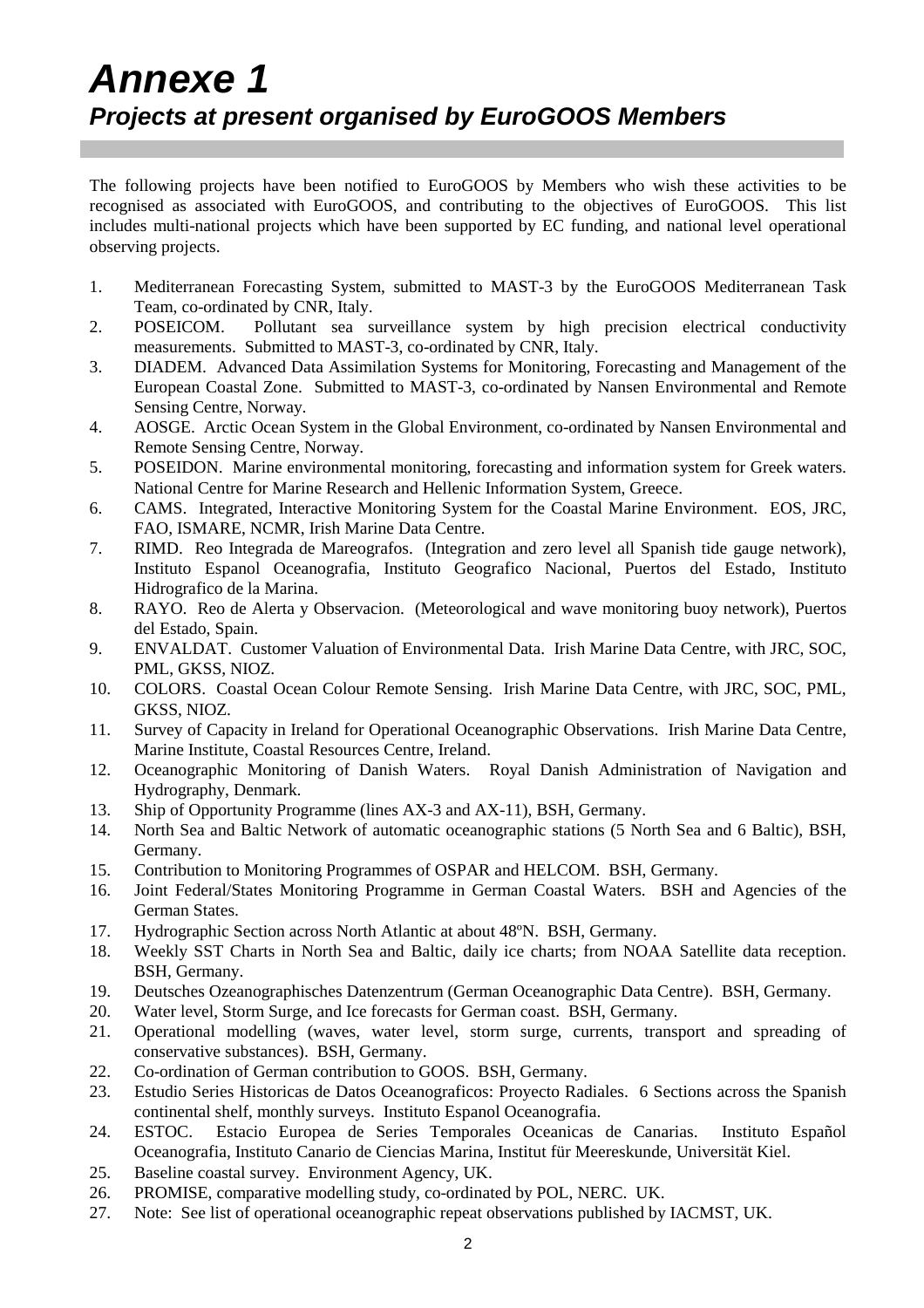# *Annexe 1*

## *Projects at present organised by EuroGOOS Members*

The following projects have been notified to EuroGOOS by Members who wish these activities to be recognised as associated with EuroGOOS, and contributing to the objectives of EuroGOOS. This list includes multi-national projects which have been supported by EC funding, and national level operational observing projects.

1. Mediterranean Forecasting System, submitted to MAST-3 by the EuroGOOS Mediterranean Task Team, co-ordinated by CNR, Italy.
2. POSEICOM. Pollutant sea surveillance system by high precision electrical conductivity measurements. Submitted to MAST-3, co-ordinated by CNR, Italy.
3. DIADEM. Advanced Data Assimilation Systems for Monitoring, Forecasting and Management of the European Coastal Zone. Submitted to MAST-3, co-ordinated by Nansen Environmental and Remote Sensing Centre, Norway.
4. AOSGE. Arctic Ocean System in the Global Environment, co-ordinated by Nansen Environmental and Remote Sensing Centre, Norway.
5. POSEIDON. Marine environmental monitoring, forecasting and information system for Greek waters. National Centre for Marine Research and Hellenic Information System, Greece.
6. CAMS. Integrated, Interactive Monitoring System for the Coastal Marine Environment. EOS, JRC, FAO, ISMARE, NCMR, Irish Marine Data Centre.
7. RIMD. Reo Integrada de Mareografos. (Integration and zero level all Spanish tide gauge network), Instituto Espanol Oceanografia, Instituto Geografico Nacional, Puertos del Estado, Instituto Hidrografico de la Marina.
8. RAYO. Reo de Alerta y Observacion. (Meteorological and wave monitoring buoy network), Puertos del Estado, Spain.
9. ENVALDAT. Customer Valuation of Environmental Data. Irish Marine Data Centre, with JRC, SOC, PML, GKSS, NIOZ.
10. COLORS. Coastal Ocean Colour Remote Sensing. Irish Marine Data Centre, with JRC, SOC, PML, GKSS, NIOZ.
11. Survey of Capacity in Ireland for Operational Oceanographic Observations. Irish Marine Data Centre, Marine Institute, Coastal Resources Centre, Ireland.
12. Oceanographic Monitoring of Danish Waters. Royal Danish Administration of Navigation and Hydrography, Denmark.
13. Ship of Opportunity Programme (lines AX-3 and AX-11), BSH, Germany.
14. North Sea and Baltic Network of automatic oceanographic stations (5 North Sea and 6 Baltic), BSH, Germany.
15. Contribution to Monitoring Programmes of OSPAR and HELCOM. BSH, Germany.
16. Joint Federal/States Monitoring Programme in German Coastal Waters. BSH and Agencies of the German States.
17. Hydrographic Section across North Atlantic at about 48ºN. BSH, Germany.
18. Weekly SST Charts in North Sea and Baltic, daily ice charts; from NOAA Satellite data reception. BSH, Germany.
19. Deutsches Ozeanographisches Datenzentrum (German Oceanographic Data Centre). BSH, Germany.
20. Water level, Storm Surge, and Ice forecasts for German coast. BSH, Germany.
21. Operational modelling (waves, water level, storm surge, currents, transport and spreading of conservative substances). BSH, Germany.
22. Co-ordination of German contribution to GOOS. BSH, Germany.
23. Estudio Series Historicas de Datos Oceanograficos: Proyecto Radiales. 6 Sections across the Spanish continental shelf, monthly surveys. Instituto Espanol Oceanografia.
24. ESTOC. Estacio Europea de Series Temporales Oceanicas de Canarias. Instituto Español Oceanografia, Instituto Canario de Ciencias Marina, Institut für Meereskunde, Universität Kiel.
25. Baseline coastal survey. Environment Agency, UK.
26. PROMISE, comparative modelling study, co-ordinated by POL, NERC. UK.
27. Note: See list of operational oceanographic repeat observations published by IACMST, UK.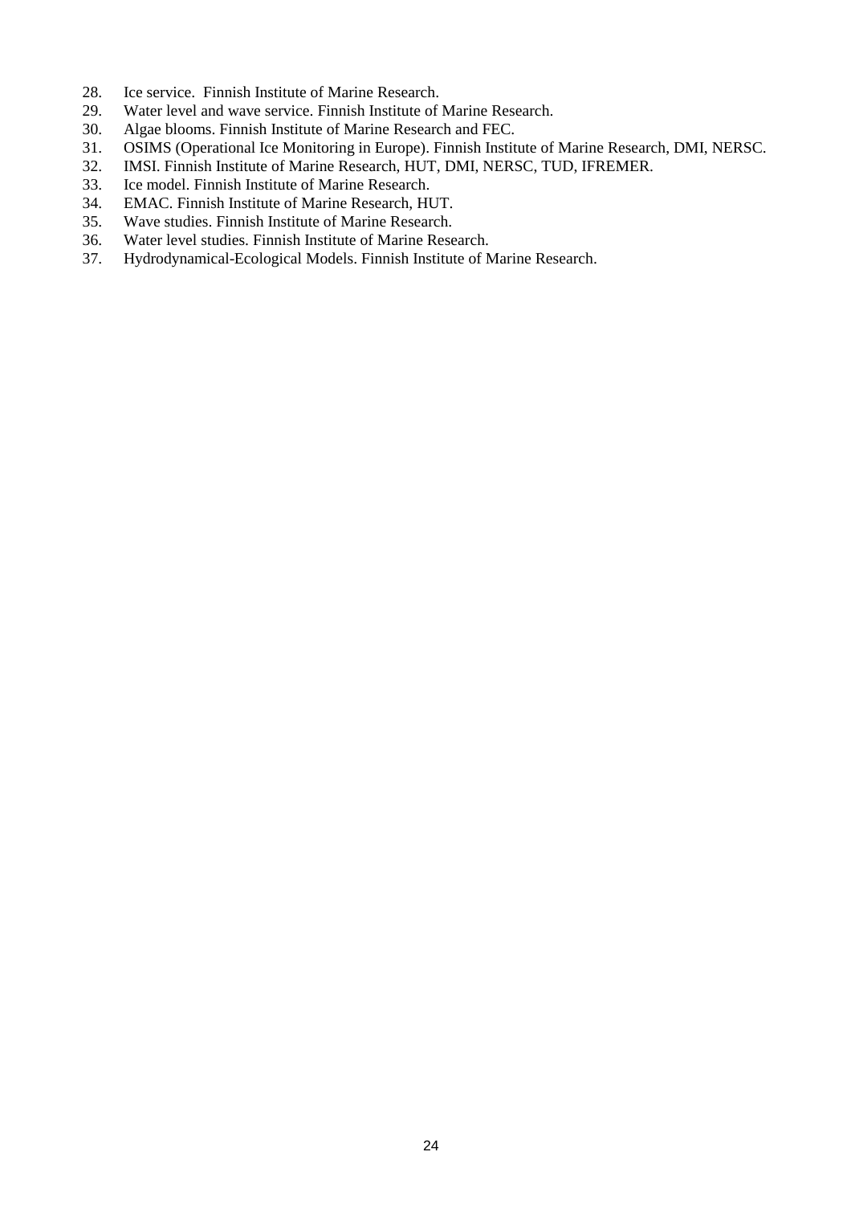28. Ice service. Finnish Institute of Marine Research.
29. Water level and wave service. Finnish Institute of Marine Research.
30. Algae blooms. Finnish Institute of Marine Research and FEC.
31. OSIMS (Operational Ice Monitoring in Europe). Finnish Institute of Marine Research, DMI, NERSC.
32. IMSI. Finnish Institute of Marine Research, HUT, DMI, NERSC, TUD, IFREMER.
33. Ice model. Finnish Institute of Marine Research.
34. EMAC. Finnish Institute of Marine Research, HUT.
35. Wave studies. Finnish Institute of Marine Research.
36. Water level studies. Finnish Institute of Marine Research.
37. Hydrodynamical-Ecological Models. Finnish Institute of Marine Research.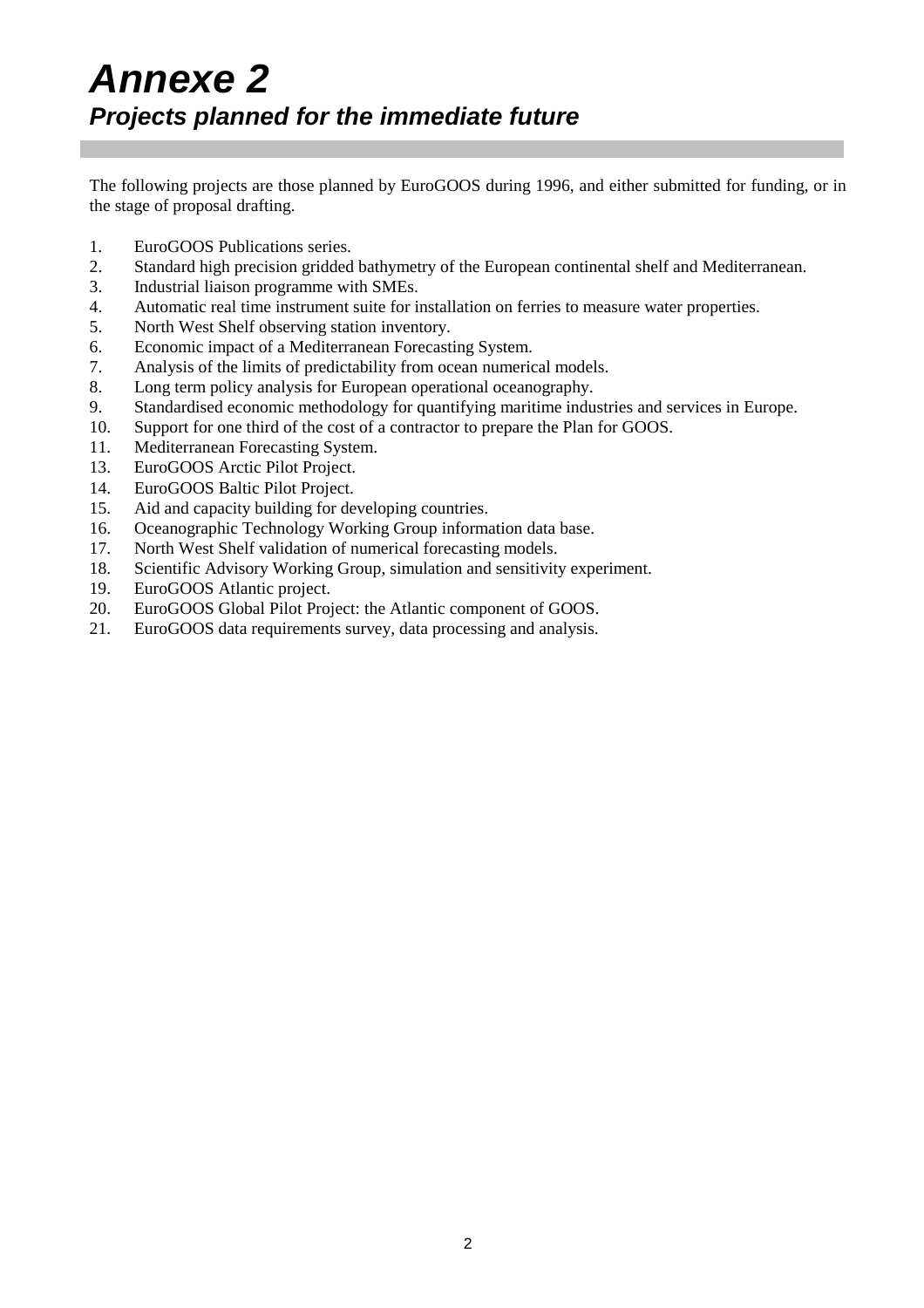# *Annexe 2*
## *Projects planned for the immediate future*

The following projects are those planned by EuroGOOS during 1996, and either submitted for funding, or in the stage of proposal drafting.

1. EuroGOOS Publications series.
2. Standard high precision gridded bathymetry of the European continental shelf and Mediterranean.
3. Industrial liaison programme with SMEs.
4. Automatic real time instrument suite for installation on ferries to measure water properties.
5. North West Shelf observing station inventory.
6. Economic impact of a Mediterranean Forecasting System.
7. Analysis of the limits of predictability from ocean numerical models.
8. Long term policy analysis for European operational oceanography.
9. Standardised economic methodology for quantifying maritime industries and services in Europe.
10. Support for one third of the cost of a contractor to prepare the Plan for GOOS.
11. Mediterranean Forecasting System.
13. EuroGOOS Arctic Pilot Project.
14. EuroGOOS Baltic Pilot Project.
15. Aid and capacity building for developing countries.
16. Oceanographic Technology Working Group information data base.
17. North West Shelf validation of numerical forecasting models.
18. Scientific Advisory Working Group, simulation and sensitivity experiment.
19. EuroGOOS Atlantic project.
20. EuroGOOS Global Pilot Project: the Atlantic component of GOOS.
21. EuroGOOS data requirements survey, data processing and analysis.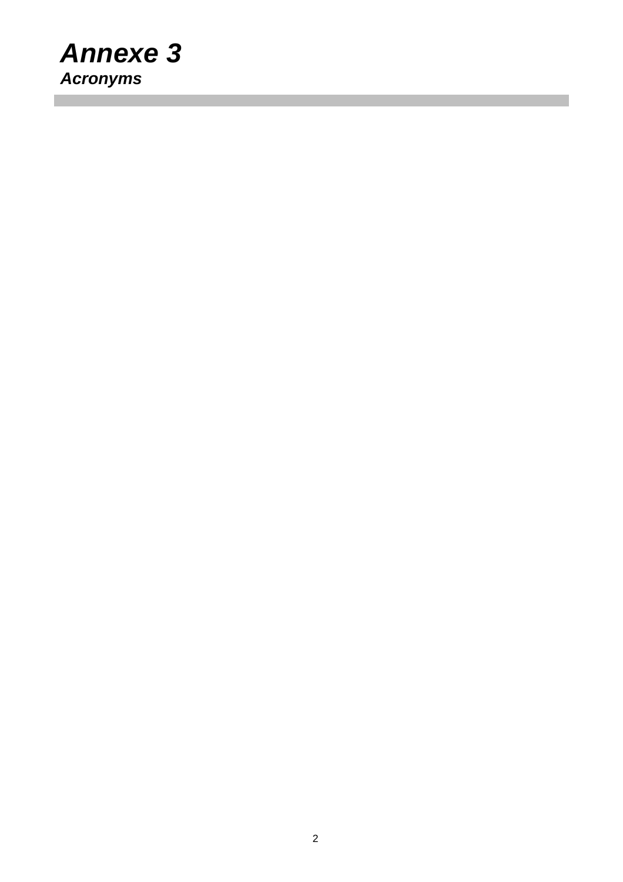# *Annexe 3*

## *Acronyms*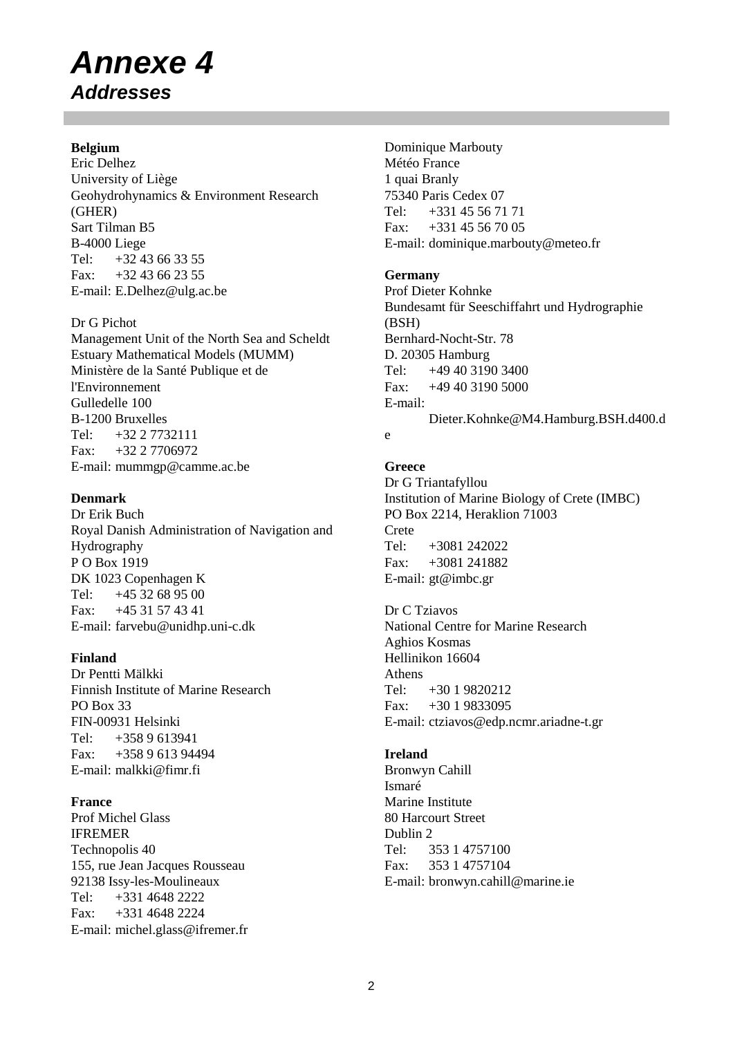# *Annexe 4*

## *Addresses*

**Belgium**
Eric Delhez
University of Liège
Geohydrohynamics & Environment Research (GHER)
Sart Tilman B5
B-4000 Liege
Tel: +32 43 66 33 55
Fax: +32 43 66 23 55
E-mail: E.Delhez@ulg.ac.be

Dr G Pichot
Management Unit of the North Sea and Scheldt Estuary Mathematical Models (MUMM)
Ministère de la Santé Publique et de l'Environnement
Gulledelle 100
B-1200 Bruxelles
Tel: +32 2 7732111
Fax: +32 2 7706972
E-mail: mummgp@camme.ac.be

**Denmark**
Dr Erik Buch
Royal Danish Administration of Navigation and Hydrography
P O Box 1919
DK 1023 Copenhagen K
Tel: +45 32 68 95 00
Fax: +45 31 57 43 41
E-mail: farvebu@unidhp.uni-c.dk

**Finland**
Dr Pentti Mälkki
Finnish Institute of Marine Research
PO Box 33
FIN-00931 Helsinki
Tel: +358 9 613941
Fax: +358 9 613 94494
E-mail: malkki@fimr.fi

**France**
Prof Michel Glass
IFREMER
Technopolis 40
155, rue Jean Jacques Rousseau
92138 Issy-les-Moulineaux
Tel: +331 4648 2222
Fax: +331 4648 2224
E-mail: michel.glass@ifremer.fr

Dominique Marbouty
Météo France
1 quai Branly
75340 Paris Cedex 07
Tel: +331 45 56 71 71
Fax: +331 45 56 70 05
E-mail: dominique.marbouty@meteo.fr

**Germany**
Prof Dieter Kohnke
Bundesamt für Seeschiffahrt und Hydrographie (BSH)
Bernhard-Nocht-Str. 78
D. 20305 Hamburg
Tel: +49 40 3190 3400
Fax: +49 40 3190 5000
E-mail: Dieter.Kohnke@M4.Hamburg.BSH.d400.de

**Greece**
Dr G Triantafyllou
Institution of Marine Biology of Crete (IMBC)
PO Box 2214, Heraklion 71003
Crete
Tel: +3081 242022
Fax: +3081 241882
E-mail: gt@imbc.gr

Dr C Tziavos
National Centre for Marine Research
Aghios Kosmas
Hellinikon 16604
Athens
Tel: +30 1 9820212
Fax: +30 1 9833095
E-mail: ctziavos@edp.ncmr.ariadne-t.gr

**Ireland**
Bronwyn Cahill
Ismaré
Marine Institute
80 Harcourt Street
Dublin 2
Tel: 353 1 4757100
Fax: 353 1 4757104
E-mail: bronwyn.cahill@marine.ie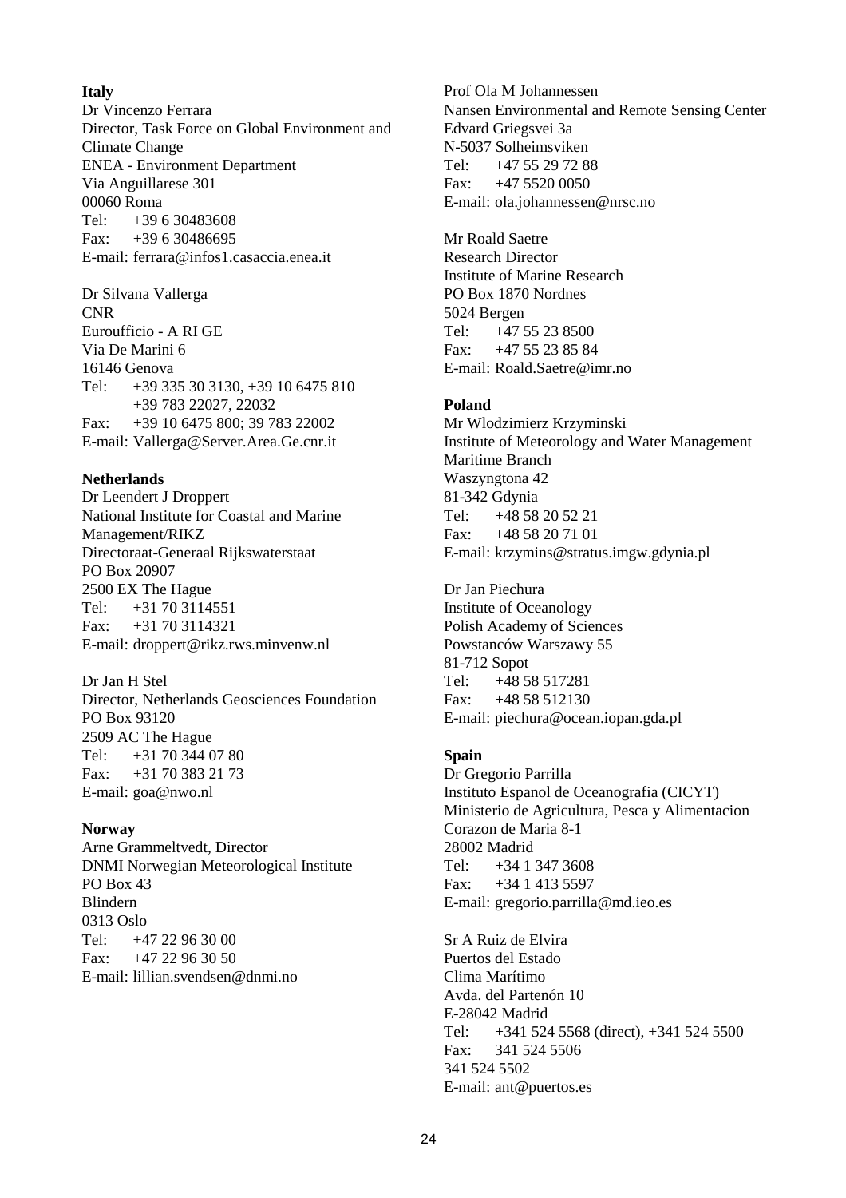**Italy**

Dr Vincenzo Ferrara
Director, Task Force on Global Environment and Climate Change
ENEA - Environment Department
Via Anguillarese 301
00060 Roma
Tel: +39 6 30483608
Fax: +39 6 30486695
E-mail: ferrara@infos1.casaccia.enea.it

Dr Silvana Vallerga
CNR
Euroufficio - A RI GE
Via De Marini 6
16146 Genova
Tel: +39 335 30 3130, +39 10 6475 810
+39 783 22027, 22032
Fax: +39 10 6475 800; 39 783 22002
E-mail: Vallerga@Server.Area.Ge.cnr.it

**Netherlands**

Dr Leendert J Droppert
National Institute for Coastal and Marine Management/RIKZ
Directoraat-Generaal Rijkswaterstaat
PO Box 20907
2500 EX The Hague
Tel: +31 70 3114551
Fax: +31 70 3114321
E-mail: droppert@rikz.rws.minvenw.nl

Dr Jan H Stel
Director, Netherlands Geosciences Foundation
PO Box 93120
2509 AC The Hague
Tel: +31 70 344 07 80
Fax: +31 70 383 21 73
E-mail: goa@nwo.nl

**Norway**

Arne Grammeltvedt, Director
DNMI Norwegian Meteorological Institute
PO Box 43
Blindern
0313 Oslo
Tel: +47 22 96 30 00
Fax: +47 22 96 30 50
E-mail: lillian.svendsen@dnmi.no

Prof Ola M Johannessen
Nansen Environmental and Remote Sensing Center
Edvard Griegsvei 3a
N-5037 Solheimsviken
Tel: +47 55 29 72 88
Fax: +47 5520 0050
E-mail: ola.johannessen@nrsc.no

Mr Roald Saetre
Research Director
Institute of Marine Research
PO Box 1870 Nordnes
5024 Bergen
Tel: +47 55 23 8500
Fax: +47 55 23 85 84
E-mail: Roald.Saetre@imr.no

**Poland**

Mr Wlodzimierz Krzyminski
Institute of Meteorology and Water Management
Maritime Branch
Waszyngtona 42
81-342 Gdynia
Tel: +48 58 20 52 21
Fax: +48 58 20 71 01
E-mail: krzymins@stratus.imgw.gdynia.pl

Dr Jan Piechura
Institute of Oceanology
Polish Academy of Sciences
Powstanców Warszawy 55
81-712 Sopot
Tel: +48 58 517281
Fax: +48 58 512130
E-mail: piechura@ocean.iopan.gda.pl

**Spain**

Dr Gregorio Parrilla
Instituto Espanol de Oceanografia (CICYT)
Ministerio de Agricultura, Pesca y Alimentacion
Corazon de Maria 8-1
28002 Madrid
Tel: +34 1 347 3608
Fax: +34 1 413 5597
E-mail: gregorio.parrilla@md.ieo.es

Sr A Ruiz de Elvira
Puertos del Estado
Clima Marítimo
Avda. del Partenón 10
E-28042 Madrid
Tel: +341 524 5568 (direct), +341 524 5500
Fax: 341 524 5506
341 524 5502
E-mail: ant@puertos.es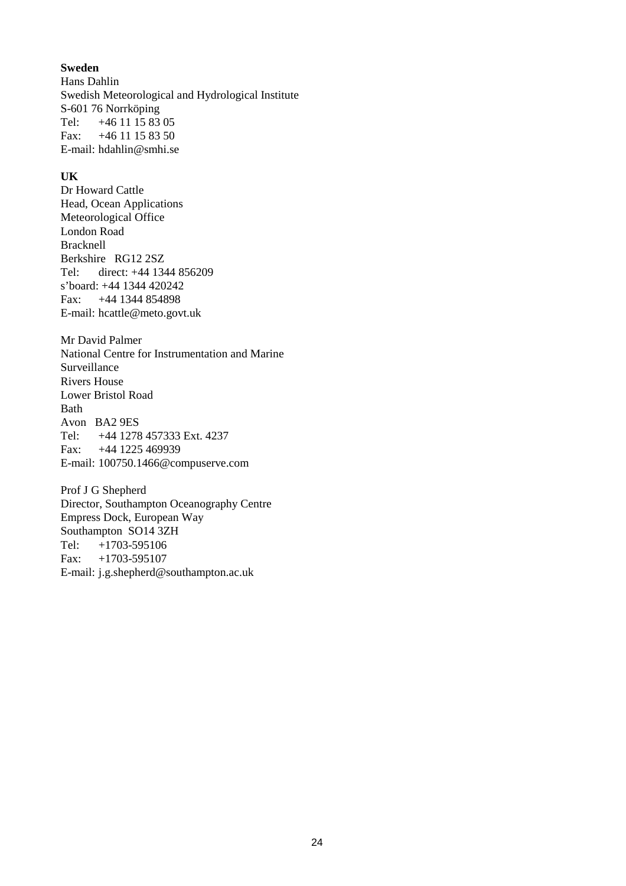**Sweden**

Hans Dahlin
Swedish Meteorological and Hydrological Institute
S-601 76 Norrköping
Tel: +46 11 15 83 05
Fax: +46 11 15 83 50
E-mail: hdahlin@smhi.se

**UK**

Dr Howard Cattle
Head, Ocean Applications
Meteorological Office
London Road
Bracknell
Berkshire RG12 2SZ
Tel: direct: +44 1344 856209
s'board: +44 1344 420242
Fax: +44 1344 854898
E-mail: hcattle@meto.govt.uk

Mr David Palmer
National Centre for Instrumentation and Marine Surveillance
Rivers House
Lower Bristol Road
Bath
Avon BA2 9ES
Tel: +44 1278 457333 Ext. 4237
Fax: +44 1225 469939
E-mail: 100750.1466@compuserve.com

Prof J G Shepherd
Director, Southampton Oceanography Centre
Empress Dock, European Way
Southampton SO14 3ZH
Tel: +1703-595106
Fax: +1703-595107
E-mail: j.g.shepherd@southampton.ac.uk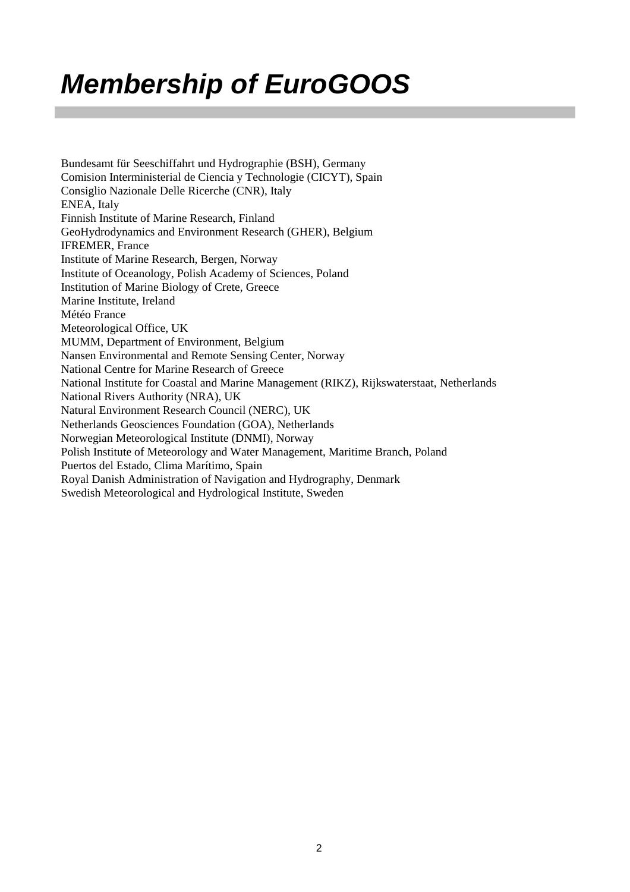# *Membership of EuroGOOS*

Bundesamt für Seeschiffahrt und Hydrographie (BSH), Germany
Comision Interministerial de Ciencia y Technologie (CICYT), Spain
Consiglio Nazionale Delle Ricerche (CNR), Italy
ENEA, Italy
Finnish Institute of Marine Research, Finland
GeoHydrodynamics and Environment Research (GHER), Belgium
IFREMER, France
Institute of Marine Research, Bergen, Norway
Institute of Oceanology, Polish Academy of Sciences, Poland
Institution of Marine Biology of Crete, Greece
Marine Institute, Ireland
Météo France
Meteorological Office, UK
MUMM, Department of Environment, Belgium
Nansen Environmental and Remote Sensing Center, Norway
National Centre for Marine Research of Greece
National Institute for Coastal and Marine Management (RIKZ), Rijkswaterstaat, Netherlands
National Rivers Authority (NRA), UK
Natural Environment Research Council (NERC), UK
Netherlands Geosciences Foundation (GOA), Netherlands
Norwegian Meteorological Institute (DNMI), Norway
Polish Institute of Meteorology and Water Management, Maritime Branch, Poland
Puertos del Estado, Clima Marítimo, Spain
Royal Danish Administration of Navigation and Hydrography, Denmark
Swedish Meteorological and Hydrological Institute, Sweden